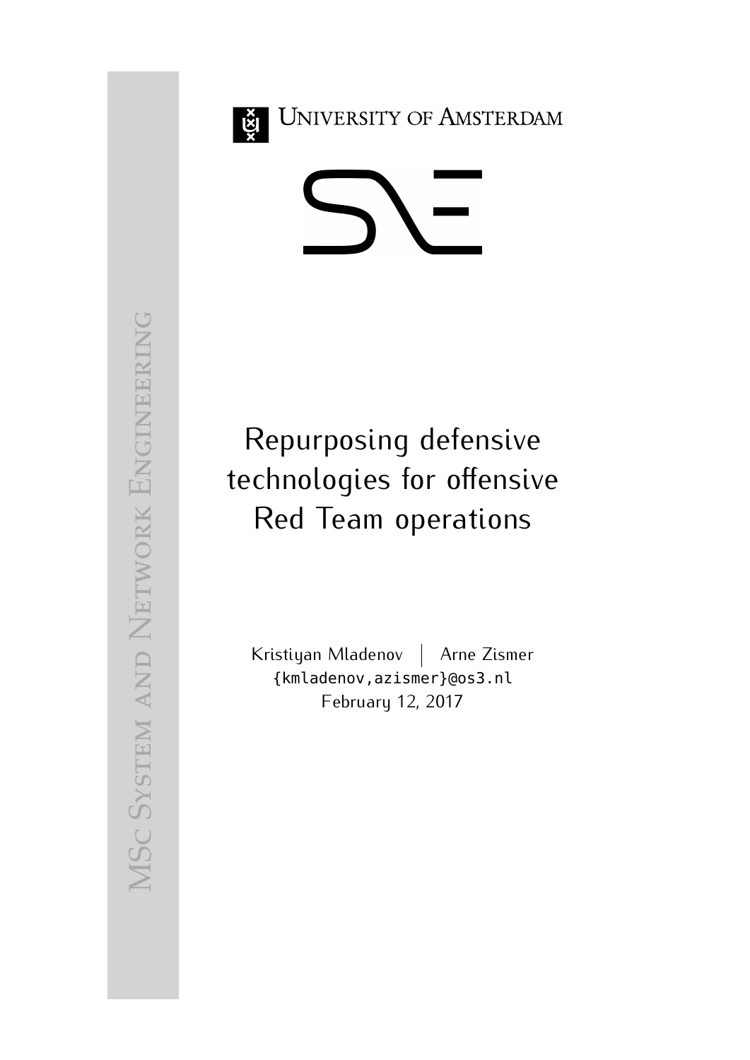MSc System and Network Engineering

University of Amsterdam

# Repurposing defensive technologies for offensive Red Team operations

Kristiyan Mladenov | Arne Zismer

{kmladenov,azismer}@os3.nl

February 12, 2017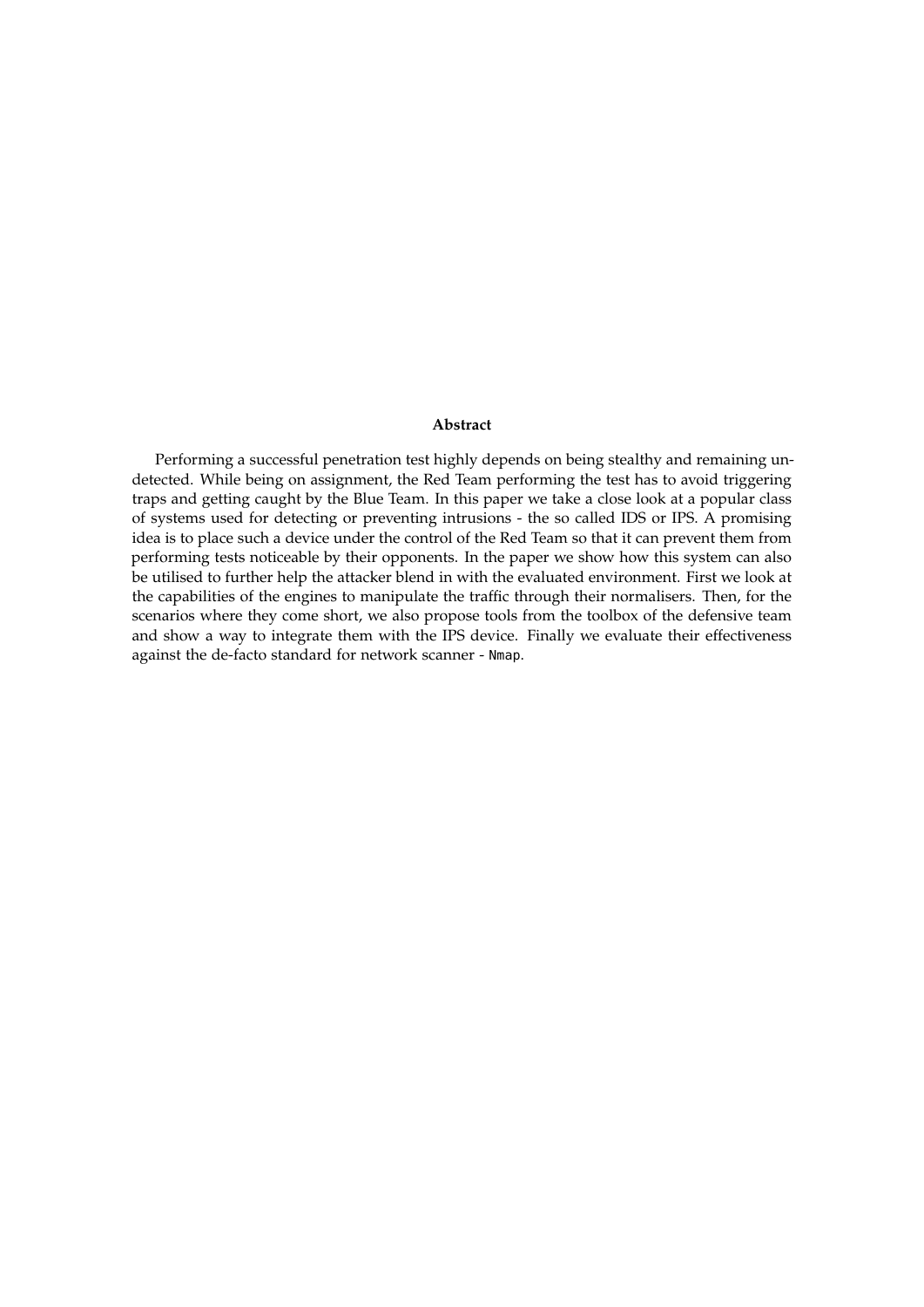**Abstract**

Performing a successful penetration test highly depends on being stealthy and remaining undetected. While being on assignment, the Red Team performing the test has to avoid triggering traps and getting caught by the Blue Team. In this paper we take a close look at a popular class of systems used for detecting or preventing intrusions - the so called IDS or IPS. A promising idea is to place such a device under the control of the Red Team so that it can prevent them from performing tests noticeable by their opponents. In the paper we show how this system can also be utilised to further help the attacker blend in with the evaluated environment. First we look at the capabilities of the engines to manipulate the traffic through their normalisers. Then, for the scenarios where they come short, we also propose tools from the toolbox of the defensive team and show a way to integrate them with the IPS device. Finally we evaluate their effectiveness against the de-facto standard for network scanner - `Nmap`.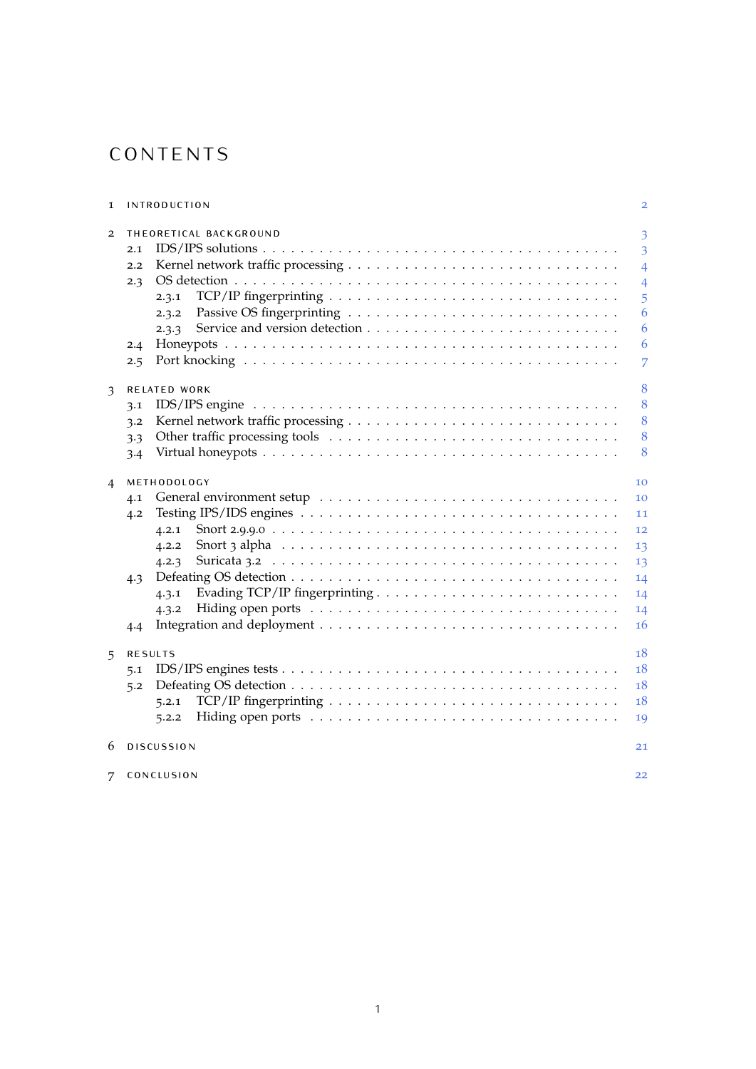# CONTENTS

1 INTRODUCTION 2

2 THEORETICAL BACKGROUND 3
- 2.1 IDS/IPS solutions 3
- 2.2 Kernel network traffic processing 4
- 2.3 OS detection 4
  - 2.3.1 TCP/IP fingerprinting 5
  - 2.3.2 Passive OS fingerprinting 6
  - 2.3.3 Service and version detection 6
- 2.4 Honeypots 6
- 2.5 Port knocking 7

3 RELATED WORK 8
- 3.1 IDS/IPS engine 8
- 3.2 Kernel network traffic processing 8
- 3.3 Other traffic processing tools 8
- 3.4 Virtual honeypots 8

4 METHODOLOGY 10
- 4.1 General environment setup 10
- 4.2 Testing IPS/IDS engines 11
  - 4.2.1 Snort 2.9.9.0 12
  - 4.2.2 Snort 3 alpha 13
  - 4.2.3 Suricata 3.2 13
- 4.3 Defeating OS detection 14
  - 4.3.1 Evading TCP/IP fingerprinting 14
  - 4.3.2 Hiding open ports 14
- 4.4 Integration and deployment 16

5 RESULTS 18
- 5.1 IDS/IPS engines tests 18
- 5.2 Defeating OS detection 18
  - 5.2.1 TCP/IP fingerprinting 18
  - 5.2.2 Hiding open ports 19

6 DISCUSSION 21

7 CONCLUSION 22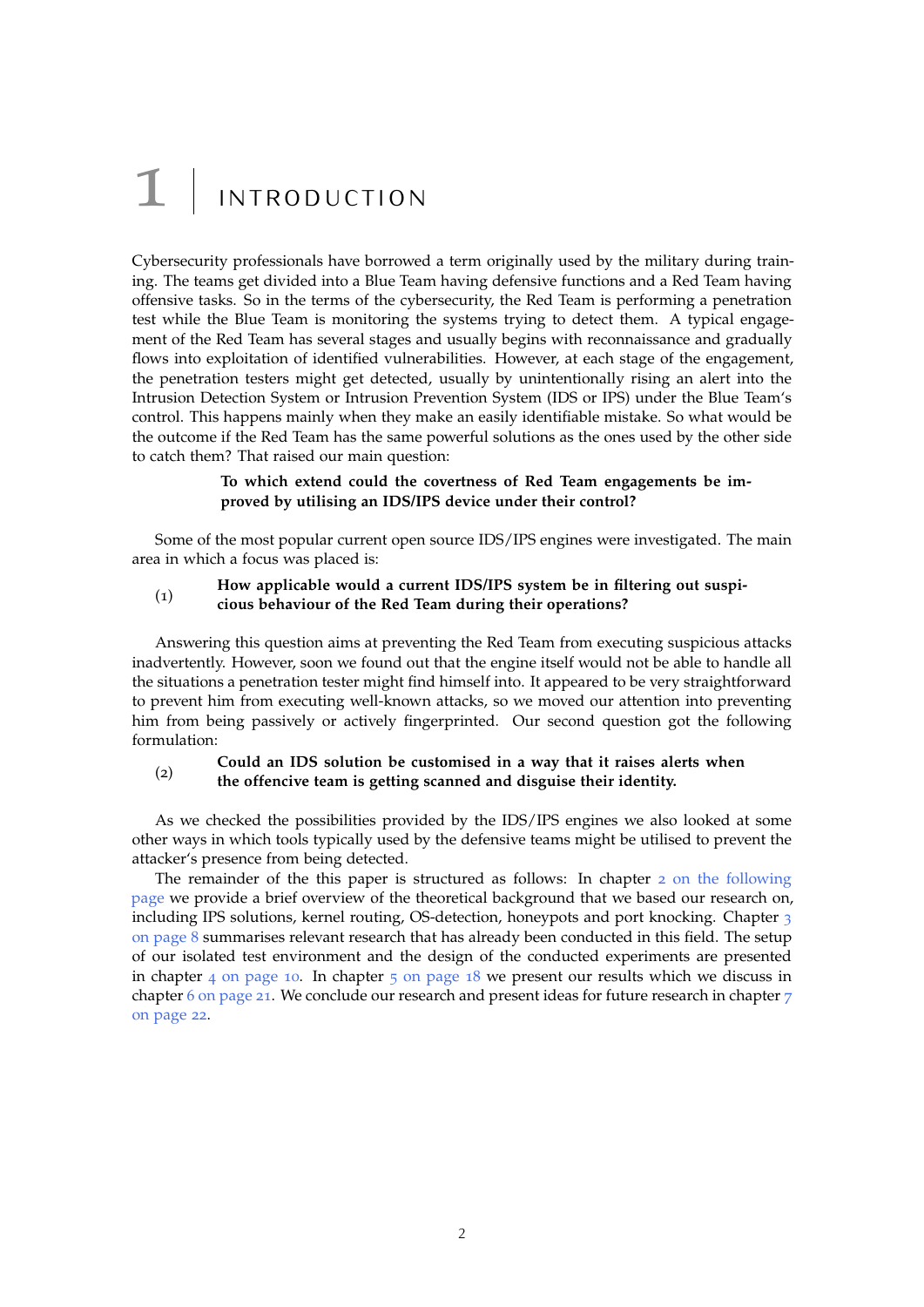# 1 INTRODUCTION

Cybersecurity professionals have borrowed a term originally used by the military during training. The teams get divided into a Blue Team having defensive functions and a Red Team having offensive tasks. So in the terms of the cybersecurity, the Red Team is performing a penetration test while the Blue Team is monitoring the systems trying to detect them. A typical engagement of the Red Team has several stages and usually begins with reconnaissance and gradually flows into exploitation of identified vulnerabilities. However, at each stage of the engagement, the penetration testers might get detected, usually by unintentionally rising an alert into the Intrusion Detection System or Intrusion Prevention System (IDS or IPS) under the Blue Team's control. This happens mainly when they make an easily identifiable mistake. So what would be the outcome if the Red Team has the same powerful solutions as the ones used by the other side to catch them? That raised our main question:

> **To which extend could the covertness of Red Team engagements be improved by utilising an IDS/IPS device under their control?**

Some of the most popular current open source IDS/IPS engines were investigated. The main area in which a focus was placed is:

(1) **How applicable would a current IDS/IPS system be in filtering out suspicious behaviour of the Red Team during their operations?**

Answering this question aims at preventing the Red Team from executing suspicious attacks inadvertently. However, soon we found out that the engine itself would not be able to handle all the situations a penetration tester might find himself into. It appeared to be very straightforward to prevent him from executing well-known attacks, so we moved our attention into preventing him from being passively or actively fingerprinted. Our second question got the following formulation:

(2) **Could an IDS solution be customised in a way that it raises alerts when the offencive team is getting scanned and disguise their identity.**

As we checked the possibilities provided by the IDS/IPS engines we also looked at some other ways in which tools typically used by the defensive teams might be utilised to prevent the attacker's presence from being detected.

The remainder of the this paper is structured as follows: In chapter 2 on the following page we provide a brief overview of the theoretical background that we based our research on, including IPS solutions, kernel routing, OS-detection, honeypots and port knocking. Chapter 3 on page 8 summarises relevant research that has already been conducted in this field. The setup of our isolated test environment and the design of the conducted experiments are presented in chapter 4 on page 10. In chapter 5 on page 18 we present our results which we discuss in chapter 6 on page 21. We conclude our research and present ideas for future research in chapter 7 on page 22.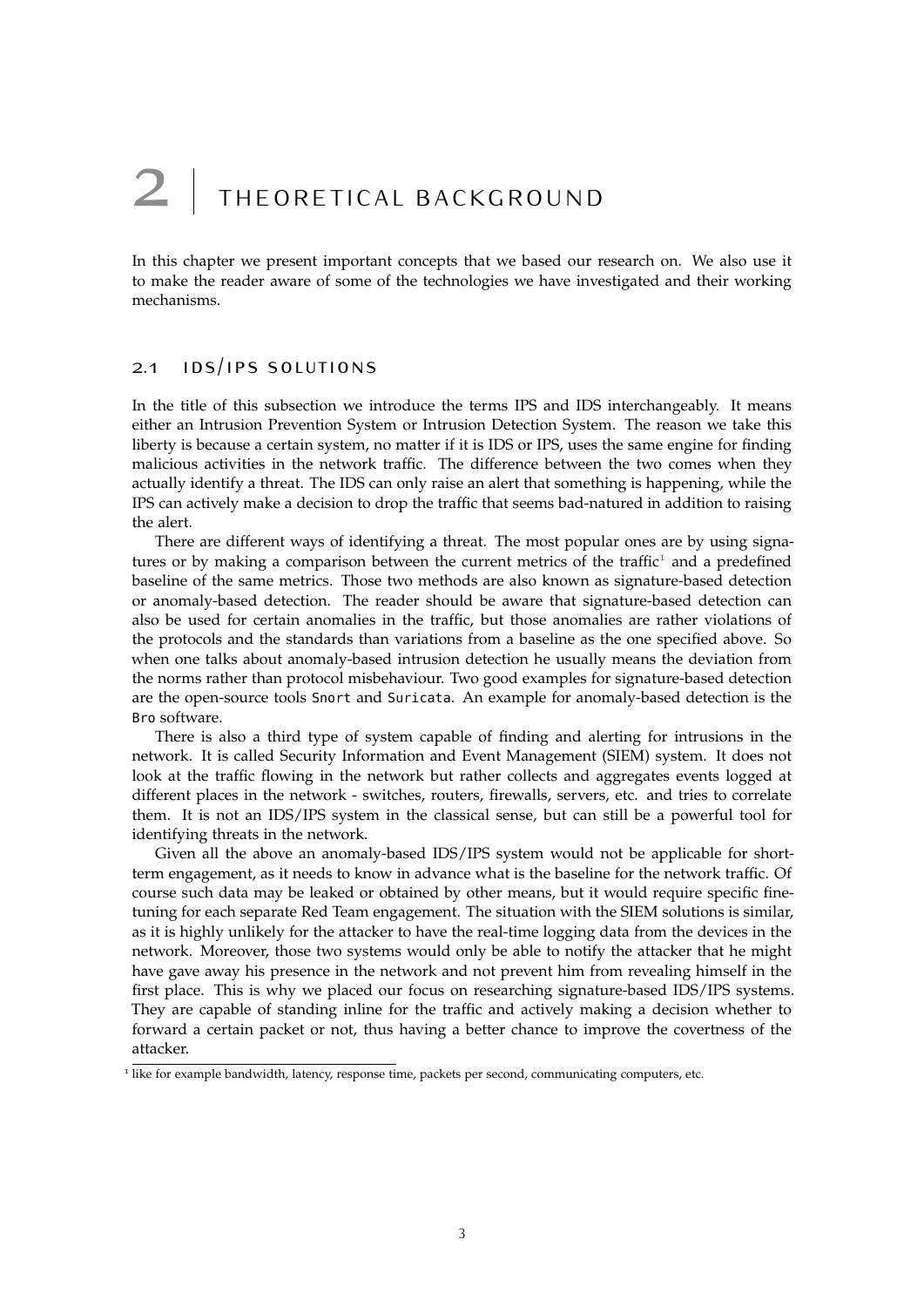# 2 THEORETICAL BACKGROUND

In this chapter we present important concepts that we based our research on. We also use it to make the reader aware of some of the technologies we have investigated and their working mechanisms.

## 2.1 IDS/IPS SOLUTIONS

In the title of this subsection we introduce the terms IPS and IDS interchangeably. It means either an Intrusion Prevention System or Intrusion Detection System. The reason we take this liberty is because a certain system, no matter if it is IDS or IPS, uses the same engine for finding malicious activities in the network traffic. The difference between the two comes when they actually identify a threat. The IDS can only raise an alert that something is happening, while the IPS can actively make a decision to drop the traffic that seems bad-natured in addition to raising the alert.

There are different ways of identifying a threat. The most popular ones are by using signatures or by making a comparison between the current metrics of the traffic[1] and a predefined baseline of the same metrics. Those two methods are also known as signature-based detection or anomaly-based detection. The reader should be aware that signature-based detection can also be used for certain anomalies in the traffic, but those anomalies are rather violations of the protocols and the standards than variations from a baseline as the one specified above. So when one talks about anomaly-based intrusion detection he usually means the deviation from the norms rather than protocol misbehaviour. Two good examples for signature-based detection are the open-source tools `Snort` and `Suricata`. An example for anomaly-based detection is the `Bro` software.

There is also a third type of system capable of finding and alerting for intrusions in the network. It is called Security Information and Event Management (SIEM) system. It does not look at the traffic flowing in the network but rather collects and aggregates events logged at different places in the network - switches, routers, firewalls, servers, etc. and tries to correlate them. It is not an IDS/IPS system in the classical sense, but can still be a powerful tool for identifying threats in the network.

Given all the above an anomaly-based IDS/IPS system would not be applicable for short-term engagement, as it needs to know in advance what is the baseline for the network traffic. Of course such data may be leaked or obtained by other means, but it would require specific fine-tuning for each separate Red Team engagement. The situation with the SIEM solutions is similar, as it is highly unlikely for the attacker to have the real-time logging data from the devices in the network. Moreover, those two systems would only be able to notify the attacker that he might have gave away his presence in the network and not prevent him from revealing himself in the first place. This is why we placed our focus on researching signature-based IDS/IPS systems. They are capable of standing inline for the traffic and actively making a decision whether to forward a certain packet or not, thus having a better chance to improve the covertness of the attacker.

[1] like for example bandwidth, latency, response time, packets per second, communicating computers, etc.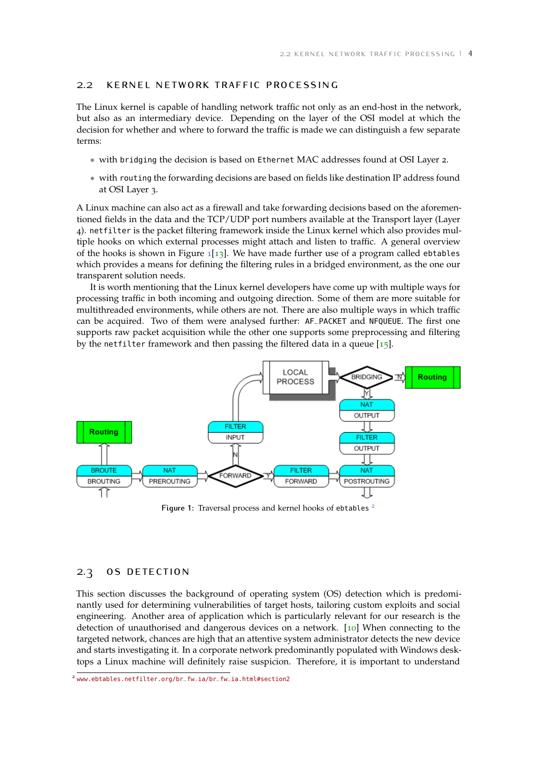## 2.2 KERNEL NETWORK TRAFFIC PROCESSING

The Linux kernel is capable of handling network traffic not only as an end-host in the network, but also as an intermediary device. Depending on the layer of the OSI model at which the decision for whether and where to forward the traffic is made we can distinguish a few separate terms:

- with `bridging` the decision is based on `Ethernet` MAC addresses found at OSI Layer 2.
- with `routing` the forwarding decisions are based on fields like destination IP address found at OSI Layer 3.

A Linux machine can also act as a firewall and take forwarding decisions based on the aforementioned fields in the data and the TCP/UDP port numbers available at the Transport layer (Layer 4). `netfilter` is the packet filtering framework inside the Linux kernel which also provides multiple hooks on which external processes might attach and listen to traffic. A general overview of the hooks is shown in Figure 1[13]. We have made further use of a program called `ebtables` which provides a means for defining the filtering rules in a bridged environment, as the one our transparent solution needs.

It is worth mentioning that the Linux kernel developers have come up with multiple ways for processing traffic in both incoming and outgoing direction. Some of them are more suitable for multithreaded environments, while others are not. There are also multiple ways in which traffic can be acquired. Two of them were analysed further: `AF_PACKET` and `NFQUEUE`. The first one supports raw packet acquisition while the other one supports some preprocessing and filtering by the `netfilter` framework and then passing the filtered data in a queue [15].

Figure 1: Traversal process and kernel hooks of `ebtables` [2]

## 2.3 OS DETECTION

This section discusses the background of operating system (OS) detection which is predominantly used for determining vulnerabilities of target hosts, tailoring custom exploits and social engineering. Another area of application which is particularly relevant for our research is the detection of unauthorised and dangerous devices on a network. [10] When connecting to the targeted network, chances are high that an attentive system administrator detects the new device and starts investigating it. In a corporate network predominantly populated with Windows desktops a Linux machine will definitely raise suspicion. Therefore, it is important to understand

[2] www.ebtables.netfilter.org/br_fw_ia/br_fw_ia.html#section2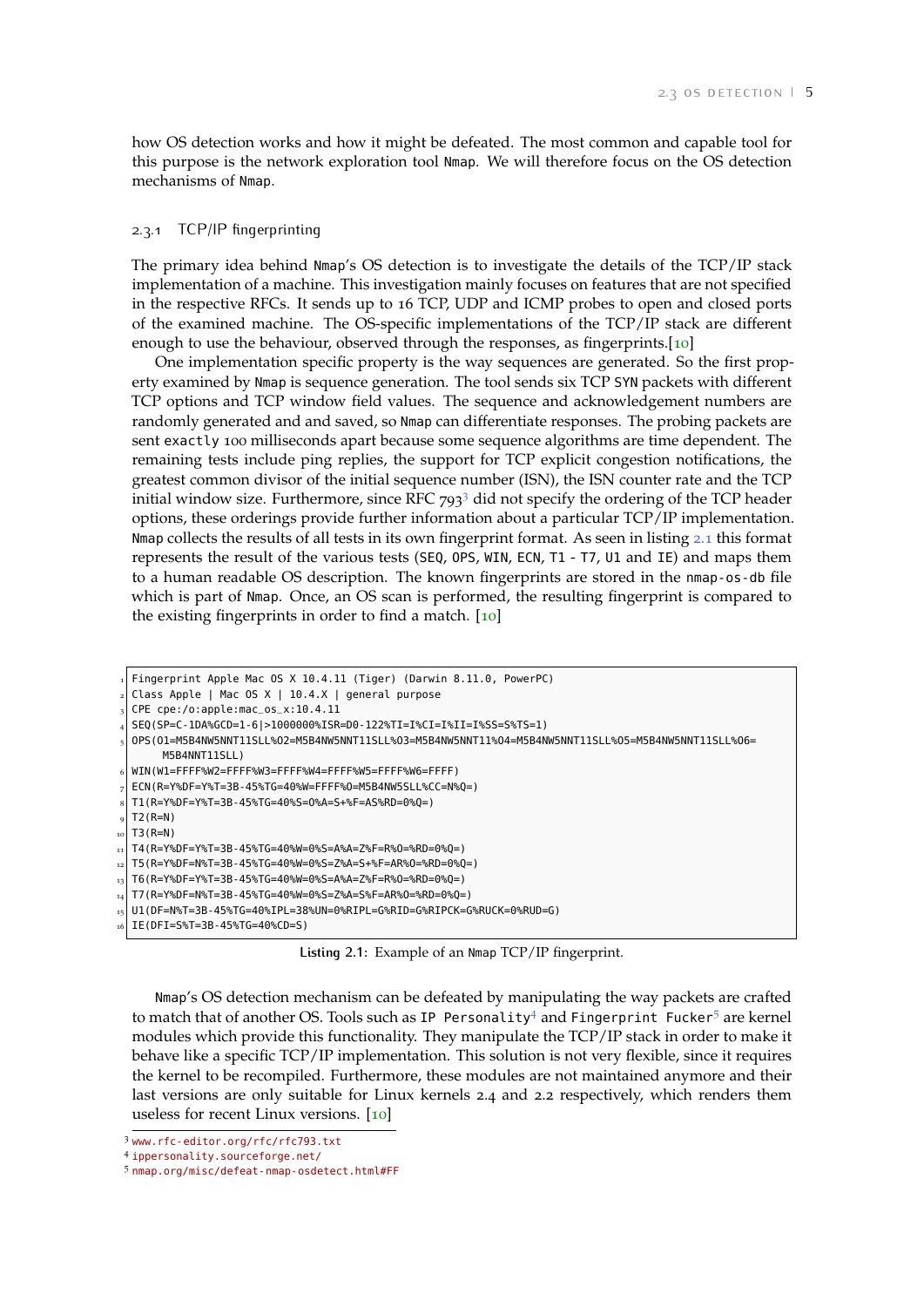how OS detection works and how it might be defeated. The most common and capable tool for this purpose is the network exploration tool `Nmap`. We will therefore focus on the OS detection mechanisms of `Nmap`.

### 2.3.1 TCP/IP fingerprinting

The primary idea behind `Nmap`'s OS detection is to investigate the details of the TCP/IP stack implementation of a machine. This investigation mainly focuses on features that are not specified in the respective RFCs. It sends up to 16 TCP, UDP and ICMP probes to open and closed ports of the examined machine. The OS-specific implementations of the TCP/IP stack are different enough to use the behaviour, observed through the responses, as fingerprints.[10]

One implementation specific property is the way sequences are generated. So the first property examined by `Nmap` is sequence generation. The tool sends six TCP `SYN` packets with different TCP options and TCP window field values. The sequence and acknowledgement numbers are randomly generated and and saved, so `Nmap` can differentiate responses. The probing packets are sent `exactly` 100 milliseconds apart because some sequence algorithms are time dependent. The remaining tests include ping replies, the support for TCP explicit congestion notifications, the greatest common divisor of the initial sequence number (ISN), the ISN counter rate and the TCP initial window size. Furthermore, since RFC 793[3] did not specify the ordering of the TCP header options, these orderings provide further information about a particular TCP/IP implementation. `Nmap` collects the results of all tests in its own fingerprint format. As seen in listing 2.1 this format represents the result of the various tests (`SEQ`, `OPS`, `WIN`, `ECN`, `T1` - `T7`, `U1` and `IE`) and maps them to a human readable OS description. The known fingerprints are stored in the `nmap-os-db` file which is part of `Nmap`. Once, an OS scan is performed, the resulting fingerprint is compared to the existing fingerprints in order to find a match. [10]

```
Fingerprint Apple Mac OS X 10.4.11 (Tiger) (Darwin 8.11.0, PowerPC)
Class Apple | Mac OS X | 10.4.X | general purpose
CPE cpe:/o:apple:mac_os_x:10.4.11
SEQ(SP=C-1DA%GCD=1-6|>1000000%ISR=D0-122%TI=I%CI=I%II=I%SS=S%TS=1)
OPS(O1=M5B4NW5NNT11SLL%O2=M5B4NW5NNT11SLL%O3=M5B4NW5NNT11%O4=M5B4NW5NNT11SLL%O5=M5B4NW5NNT11SLL%O6=
    M5B4NNT11SLL)
WIN(W1=FFFF%W2=FFFF%W3=FFFF%W4=FFFF%W5=FFFF%W6=FFFF)
ECN(R=Y%DF=Y%T=3B-45%TG=40%W=FFFF%O=M5B4NW5SLL%CC=N%Q=)
T1(R=Y%DF=Y%T=3B-45%TG=40%S=O%A=S+%F=AS%RD=0%Q=)
T2(R=N)
T3(R=N)
T4(R=Y%DF=Y%T=3B-45%TG=40%W=0%S=A%A=Z%F=R%O=%RD=0%Q=)
T5(R=Y%DF=N%T=3B-45%TG=40%W=0%S=Z%A=S+%F=AR%O=%RD=0%Q=)
T6(R=Y%DF=Y%T=3B-45%TG=40%W=0%S=A%A=Z%F=R%O=%RD=0%Q=)
T7(R=Y%DF=N%T=3B-45%TG=40%W=0%S=Z%A=S%F=AR%O=%RD=0%Q=)
U1(DF=N%T=3B-45%TG=40%IPL=38%UN=0%RIPL=G%RID=G%RIPCK=G%RUCK=0%RUD=G)
IE(DFI=S%T=3B-45%TG=40%CD=S)
```

Listing 2.1: Example of an `Nmap` TCP/IP fingerprint.

`Nmap`'s OS detection mechanism can be defeated by manipulating the way packets are crafted to match that of another OS. Tools such as `IP Personality`[4] and `Fingerprint Fucker`[5] are kernel modules which provide this functionality. They manipulate the TCP/IP stack in order to make it behave like a specific TCP/IP implementation. This solution is not very flexible, since it requires the kernel to be recompiled. Furthermore, these modules are not maintained anymore and their last versions are only suitable for Linux kernels 2.4 and 2.2 respectively, which renders them useless for recent Linux versions. [10]

[3] www.rfc-editor.org/rfc/rfc793.txt

[4] ippersonality.sourceforge.net/

[5] nmap.org/misc/defeat-nmap-osdetect.html#FF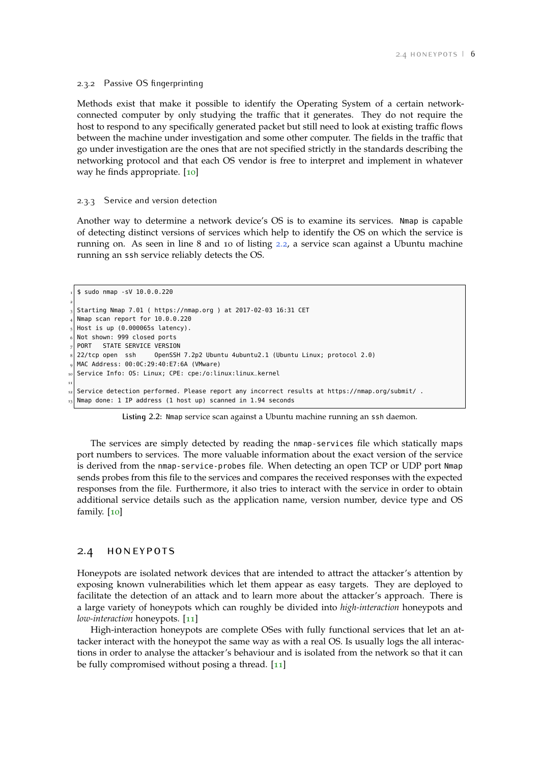### 2.3.2 Passive OS fingerprinting

Methods exist that make it possible to identify the Operating System of a certain network-connected computer by only studying the traffic that it generates. They do not require the host to respond to any specifically generated packet but still need to look at existing traffic flows between the machine under investigation and some other computer. The fields in the traffic that go under investigation are the ones that are not specified strictly in the standards describing the networking protocol and that each OS vendor is free to interpret and implement in whatever way he finds appropriate. [10]

### 2.3.3 Service and version detection

Another way to determine a network device's OS is to examine its services. Nmap is capable of detecting distinct versions of services which help to identify the OS on which the service is running on. As seen in line 8 and 10 of listing 2.2, a service scan against a Ubuntu machine running an ssh service reliably detects the OS.

```
$ sudo nmap -sV 10.0.0.220

Starting Nmap 7.01 ( https://nmap.org ) at 2017-02-03 16:31 CET
Nmap scan report for 10.0.0.220
Host is up (0.000065s latency).
Not shown: 999 closed ports
PORT   STATE SERVICE VERSION
22/tcp open  ssh     OpenSSH 7.2p2 Ubuntu 4ubuntu2.1 (Ubuntu Linux; protocol 2.0)
MAC Address: 00:0C:29:40:E7:6A (VMware)
Service Info: OS: Linux; CPE: cpe:/o:linux:linux_kernel

Service detection performed. Please report any incorrect results at https://nmap.org/submit/ .
Nmap done: 1 IP address (1 host up) scanned in 1.94 seconds
```

**Listing 2.2:** Nmap service scan against a Ubuntu machine running an ssh daemon.

The services are simply detected by reading the nmap-services file which statically maps port numbers to services. The more valuable information about the exact version of the service is derived from the nmap-service-probes file. When detecting an open TCP or UDP port Nmap sends probes from this file to the services and compares the received responses with the expected responses from the file. Furthermore, it also tries to interact with the service in order to obtain additional service details such as the application name, version number, device type and OS family. [10]

## 2.4 HONEYPOTS

Honeypots are isolated network devices that are intended to attract the attacker's attention by exposing known vulnerabilities which let them appear as easy targets. They are deployed to facilitate the detection of an attack and to learn more about the attacker's approach. There is a large variety of honeypots which can roughly be divided into *high-interaction* honeypots and *low-interaction* honeypots. [11]

High-interaction honeypots are complete OSes with fully functional services that let an attacker interact with the honeypot the same way as with a real OS. Is usually logs the all interactions in order to analyse the attacker's behaviour and is isolated from the network so that it can be fully compromised without posing a thread. [11]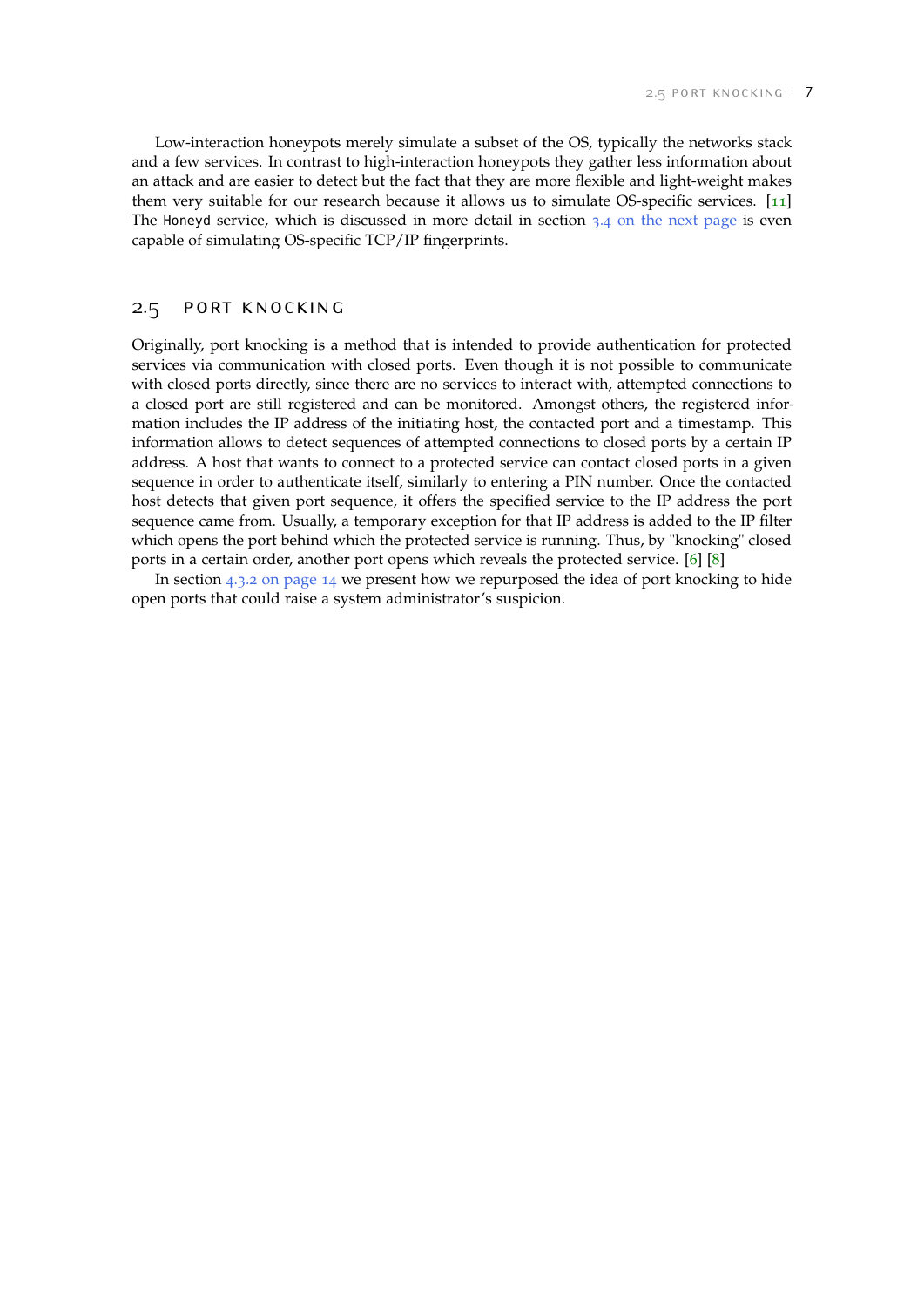Low-interaction honeypots merely simulate a subset of the OS, typically the networks stack and a few services. In contrast to high-interaction honeypots they gather less information about an attack and are easier to detect but the fact that they are more flexible and light-weight makes them very suitable for our research because it allows us to simulate OS-specific services. [11] The Honeyd service, which is discussed in more detail in section 3.4 on the next page is even capable of simulating OS-specific TCP/IP fingerprints.

## 2.5 PORT KNOCKING

Originally, port knocking is a method that is intended to provide authentication for protected services via communication with closed ports. Even though it is not possible to communicate with closed ports directly, since there are no services to interact with, attempted connections to a closed port are still registered and can be monitored. Amongst others, the registered information includes the IP address of the initiating host, the contacted port and a timestamp. This information allows to detect sequences of attempted connections to closed ports by a certain IP address. A host that wants to connect to a protected service can contact closed ports in a given sequence in order to authenticate itself, similarly to entering a PIN number. Once the contacted host detects that given port sequence, it offers the specified service to the IP address the port sequence came from. Usually, a temporary exception for that IP address is added to the IP filter which opens the port behind which the protected service is running. Thus, by "knocking" closed ports in a certain order, another port opens which reveals the protected service. [6] [8]

In section 4.3.2 on page 14 we present how we repurposed the idea of port knocking to hide open ports that could raise a system administrator's suspicion.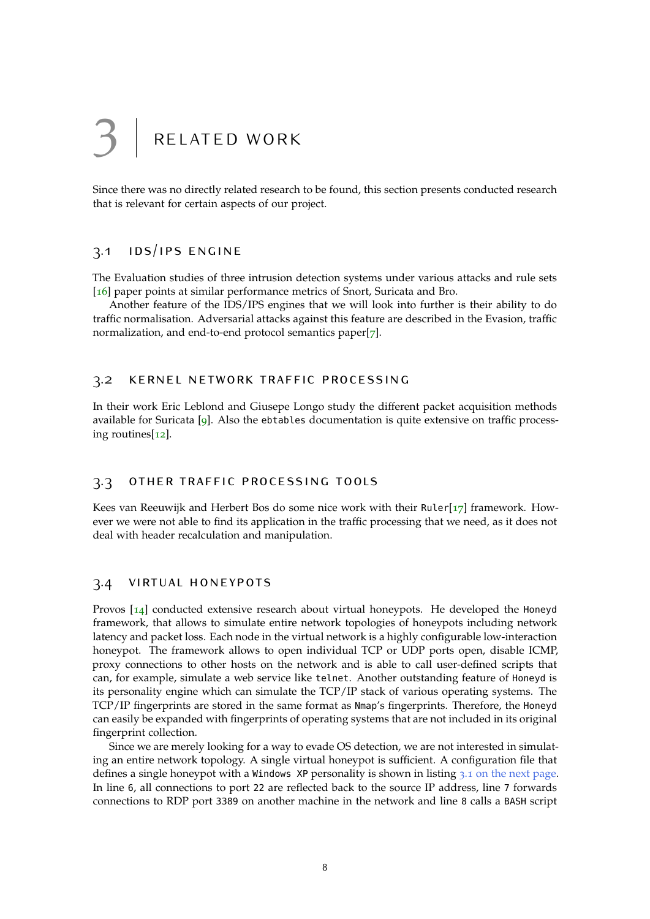# 3 RELATED WORK

Since there was no directly related research to be found, this section presents conducted research that is relevant for certain aspects of our project.

## 3.1 IDS/IPS ENGINE

The Evaluation studies of three intrusion detection systems under various attacks and rule sets [16] paper points at similar performance metrics of Snort, Suricata and Bro.

Another feature of the IDS/IPS engines that we will look into further is their ability to do traffic normalisation. Adversarial attacks against this feature are described in the Evasion, traffic normalization, and end-to-end protocol semantics paper[7].

## 3.2 KERNEL NETWORK TRAFFIC PROCESSING

In their work Eric Leblond and Giusepe Longo study the different packet acquisition methods available for Suricata [9]. Also the `ebtables` documentation is quite extensive on traffic processing routines[12].

## 3.3 OTHER TRAFFIC PROCESSING TOOLS

Kees van Reeuwijk and Herbert Bos do some nice work with their `Ruler`[17] framework. However we were not able to find its application in the traffic processing that we need, as it does not deal with header recalculation and manipulation.

## 3.4 VIRTUAL HONEYPOTS

Provos [14] conducted extensive research about virtual honeypots. He developed the `Honeyd` framework, that allows to simulate entire network topologies of honeypots including network latency and packet loss. Each node in the virtual network is a highly configurable low-interaction honeypot. The framework allows to open individual TCP or UDP ports open, disable ICMP, proxy connections to other hosts on the network and is able to call user-defined scripts that can, for example, simulate a web service like `telnet`. Another outstanding feature of `Honeyd` is its personality engine which can simulate the TCP/IP stack of various operating systems. The TCP/IP fingerprints are stored in the same format as `Nmap`'s fingerprints. Therefore, the `Honeyd` can easily be expanded with fingerprints of operating systems that are not included in its original fingerprint collection.

Since we are merely looking for a way to evade OS detection, we are not interested in simulating an entire network topology. A single virtual honeypot is sufficient. A configuration file that defines a single honeypot with a `Windows XP` personality is shown in listing 3.1 on the next page. In line `6`, all connections to port `22` are reflected back to the source IP address, line `7` forwards connections to RDP port `3389` on another machine in the network and line `8` calls a `BASH` script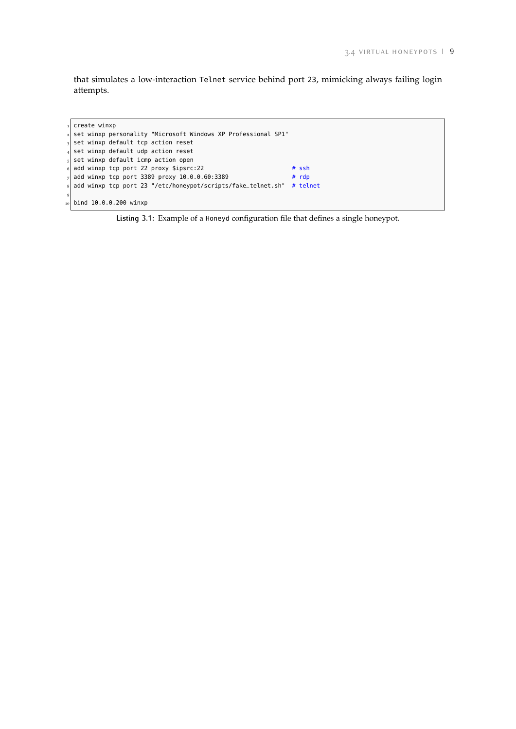that simulates a low-interaction `Telnet` service behind port 23, mimicking always failing login attempts.

```
create winxp
set winxp personality "Microsoft Windows XP Professional SP1"
set winxp default tcp action reset
set winxp default udp action reset
set winxp default icmp action open
add winxp tcp port 22 proxy $ipsrc:22                       # ssh
add winxp tcp port 3389 proxy 10.0.0.60:3389                # rdp
add winxp tcp port 23 "/etc/honeypot/scripts/fake_telnet.sh"  # telnet

bind 10.0.0.200 winxp
```

**Listing 3.1:** Example of a `Honeyd` configuration file that defines a single honeypot.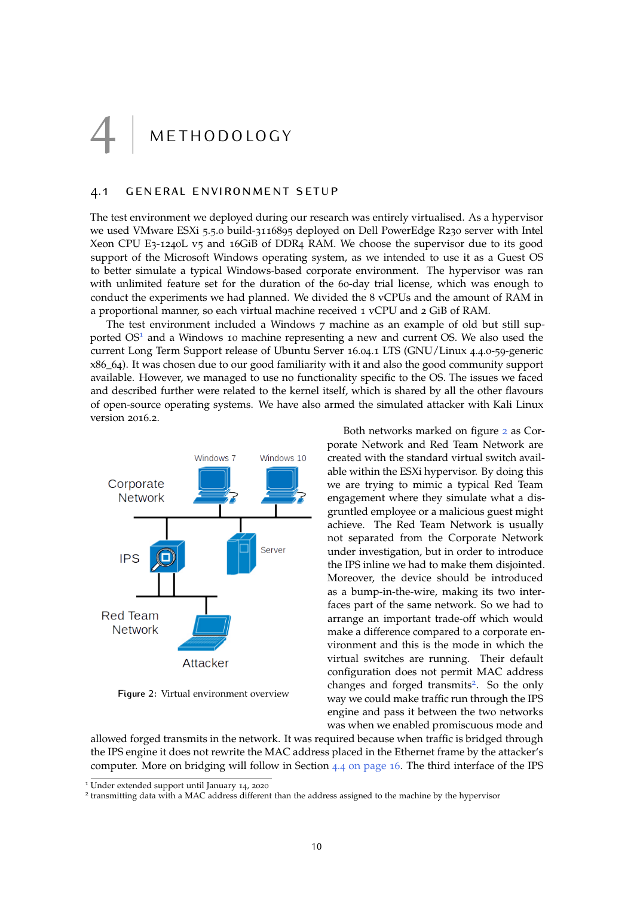# 4 METHODOLOGY

## 4.1 GENERAL ENVIRONMENT SETUP

The test environment we deployed during our research was entirely virtualised. As a hypervisor we used VMware ESXi 5.5.0 build-3116895 deployed on Dell PowerEdge R230 server with Intel Xeon CPU E3-1240L v5 and 16GiB of DDR4 RAM. We choose the supervisor due to its good support of the Microsoft Windows operating system, as we intended to use it as a Guest OS to better simulate a typical Windows-based corporate environment. The hypervisor was ran with unlimited feature set for the duration of the 60-day trial license, which was enough to conduct the experiments we had planned. We divided the 8 vCPUs and the amount of RAM in a proportional manner, so each virtual machine received 1 vCPU and 2 GiB of RAM.

The test environment included a Windows 7 machine as an example of old but still supported OS[1] and a Windows 10 machine representing a new and current OS. We also used the current Long Term Support release of Ubuntu Server 16.04.1 LTS (GNU/Linux 4.4.0-59-generic x86_64). It was chosen due to our good familiarity with it and also the good community support available. However, we managed to use no functionality specific to the OS. The issues we faced and described further were related to the kernel itself, which is shared by all the other flavours of open-source operating systems. We have also armed the simulated attacker with Kali Linux version 2016.2.

Figure 2: Virtual environment overview

Both networks marked on figure 2 as Corporate Network and Red Team Network are created with the standard virtual switch available within the ESXi hypervisor. By doing this we are trying to mimic a typical Red Team engagement where they simulate what a disgruntled employee or a malicious guest might achieve. The Red Team Network is usually not separated from the Corporate Network under investigation, but in order to introduce the IPS inline we had to make them disjointed. Moreover, the device should be introduced as a bump-in-the-wire, making its two interfaces part of the same network. So we had to arrange an important trade-off which would make a difference compared to a corporate environment and this is the mode in which the virtual switches are running. Their default configuration does not permit MAC address changes and forged transmits[2]. So the only way we could make traffic run through the IPS engine and pass it between the two networks was when we enabled promiscuous mode and allowed forged transmits in the network. It was required because when traffic is bridged through the IPS engine it does not rewrite the MAC address placed in the Ethernet frame by the attacker's computer. More on bridging will follow in Section 4.4 on page 16. The third interface of the IPS

[1] Under extended support until January 14, 2020

[2] transmitting data with a MAC address different than the address assigned to the machine by the hypervisor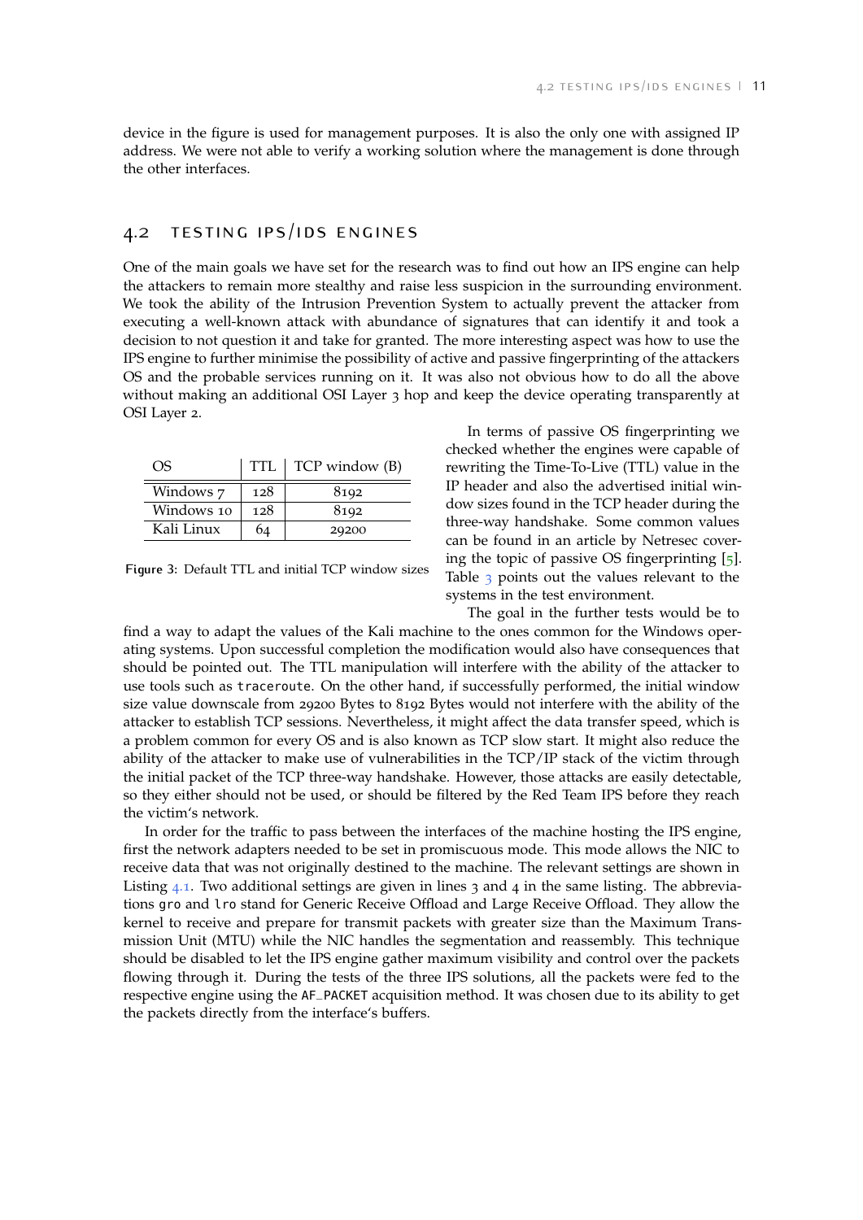device in the figure is used for management purposes. It is also the only one with assigned IP address. We were not able to verify a working solution where the management is done through the other interfaces.

## 4.2 TESTING IPS/IDS ENGINES

One of the main goals we have set for the research was to find out how an IPS engine can help the attackers to remain more stealthy and raise less suspicion in the surrounding environment. We took the ability of the Intrusion Prevention System to actually prevent the attacker from executing a well-known attack with abundance of signatures that can identify it and took a decision to not question it and take for granted. The more interesting aspect was how to use the IPS engine to further minimise the possibility of active and passive fingerprinting of the attackers OS and the probable services running on it. It was also not obvious how to do all the above without making an additional OSI Layer 3 hop and keep the device operating transparently at OSI Layer 2.

| OS | TTL | TCP window (B) |
|---|---|---|
| Windows 7 | 128 | 8192 |
| Windows 10 | 128 | 8192 |
| Kali Linux | 64 | 29200 |

Figure 3: Default TTL and initial TCP window sizes

In terms of passive OS fingerprinting we checked whether the engines were capable of rewriting the Time-To-Live (TTL) value in the IP header and also the advertised initial window sizes found in the TCP header during the three-way handshake. Some common values can be found in an article by Netresec covering the topic of passive OS fingerprinting [5]. Table 3 points out the values relevant to the systems in the test environment.

The goal in the further tests would be to find a way to adapt the values of the Kali machine to the ones common for the Windows operating systems. Upon successful completion the modification would also have consequences that should be pointed out. The TTL manipulation will interfere with the ability of the attacker to use tools such as `traceroute`. On the other hand, if successfully performed, the initial window size value downscale from 29200 Bytes to 8192 Bytes would not interfere with the ability of the attacker to establish TCP sessions. Nevertheless, it might affect the data transfer speed, which is a problem common for every OS and is also known as TCP slow start. It might also reduce the ability of the attacker to make use of vulnerabilities in the TCP/IP stack of the victim through the initial packet of the TCP three-way handshake. However, those attacks are easily detectable, so they either should not be used, or should be filtered by the Red Team IPS before they reach the victim's network.

In order for the traffic to pass between the interfaces of the machine hosting the IPS engine, first the network adapters needed to be set in promiscuous mode. This mode allows the NIC to receive data that was not originally destined to the machine. The relevant settings are shown in Listing 4.1. Two additional settings are given in lines 3 and 4 in the same listing. The abbreviations `gro` and `lro` stand for Generic Receive Offload and Large Receive Offload. They allow the kernel to receive and prepare for transmit packets with greater size than the Maximum Transmission Unit (MTU) while the NIC handles the segmentation and reassembly. This technique should be disabled to let the IPS engine gather maximum visibility and control over the packets flowing through it. During the tests of the three IPS solutions, all the packets were fed to the respective engine using the `AF_PACKET` acquisition method. It was chosen due to its ability to get the packets directly from the interface's buffers.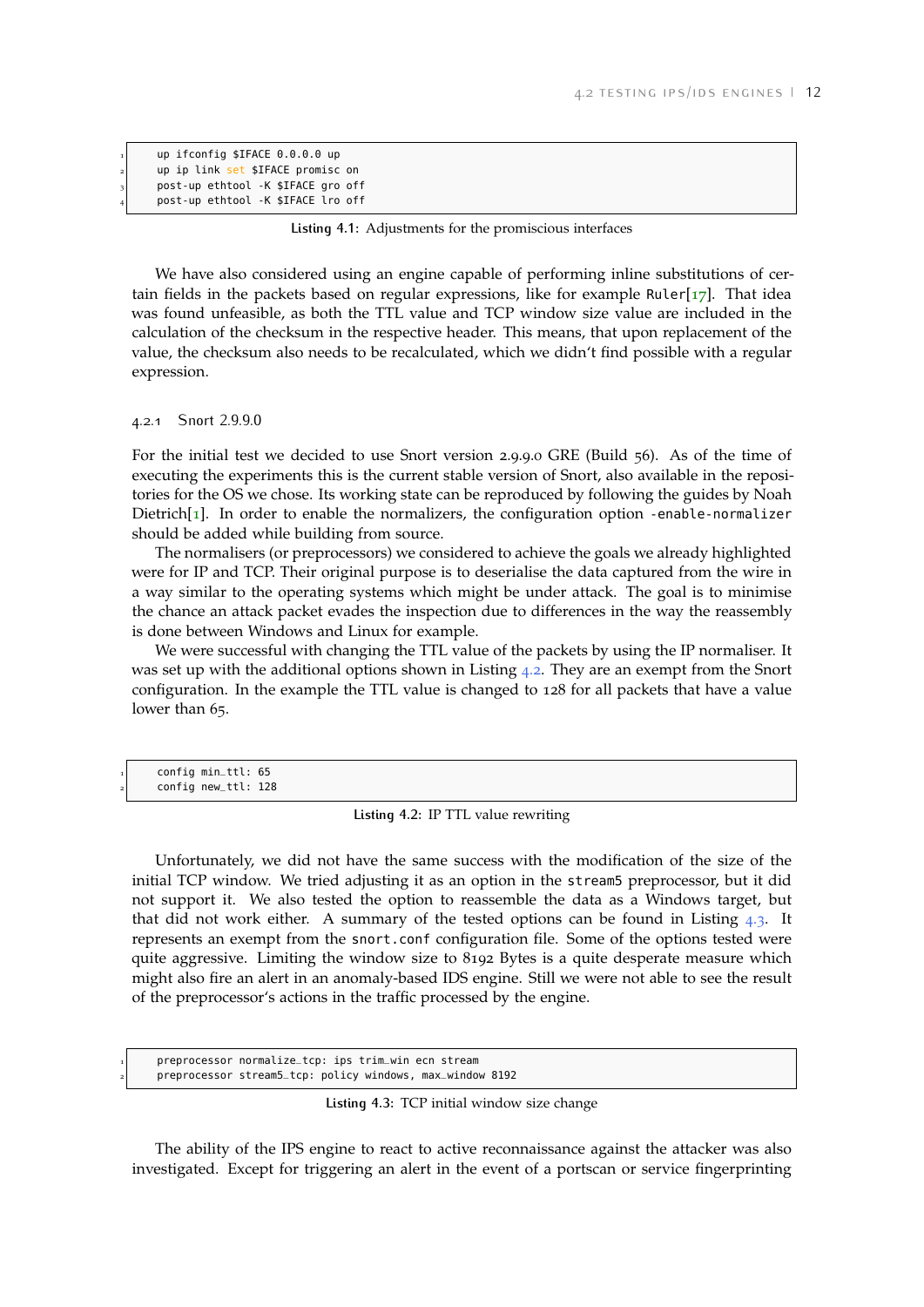```
up ifconfig $IFACE 0.0.0.0 up
up ip link set $IFACE promisc on
post-up ethtool -K $IFACE gro off
post-up ethtool -K $IFACE lro off
```

**Listing 4.1:** Adjustments for the promiscious interfaces

We have also considered using an engine capable of performing inline substitutions of certain fields in the packets based on regular expressions, like for example Ruler[17]. That idea was found unfeasible, as both the TTL value and TCP window size value are included in the calculation of the checksum in the respective header. This means, that upon replacement of the value, the checksum also needs to be recalculated, which we didn't find possible with a regular expression.

### 4.2.1 Snort 2.9.9.0

For the initial test we decided to use Snort version 2.9.9.0 GRE (Build 56). As of the time of executing the experiments this is the current stable version of Snort, also available in the repositories for the OS we chose. Its working state can be reproduced by following the guides by Noah Dietrich[1]. In order to enable the normalizers, the configuration option `-enable-normalizer` should be added while building from source.

The normalisers (or preprocessors) we considered to achieve the goals we already highlighted were for IP and TCP. Their original purpose is to deserialise the data captured from the wire in a way similar to the operating systems which might be under attack. The goal is to minimise the chance an attack packet evades the inspection due to differences in the way the reassembly is done between Windows and Linux for example.

We were successful with changing the TTL value of the packets by using the IP normaliser. It was set up with the additional options shown in Listing 4.2. They are an exempt from the Snort configuration. In the example the TTL value is changed to 128 for all packets that have a value lower than 65.

```
config min_ttl: 65
config new_ttl: 128
```

**Listing 4.2:** IP TTL value rewriting

Unfortunately, we did not have the same success with the modification of the size of the initial TCP window. We tried adjusting it as an option in the `stream5` preprocessor, but it did not support it. We also tested the option to reassemble the data as a Windows target, but that did not work either. A summary of the tested options can be found in Listing 4.3. It represents an exempt from the `snort.conf` configuration file. Some of the options tested were quite aggressive. Limiting the window size to 8192 Bytes is a quite desperate measure which might also fire an alert in an anomaly-based IDS engine. Still we were not able to see the result of the preprocessor's actions in the traffic processed by the engine.

```
preprocessor normalize_tcp: ips trim_win ecn stream
preprocessor stream5_tcp: policy windows, max_window 8192
```

**Listing 4.3:** TCP initial window size change

The ability of the IPS engine to react to active reconnaissance against the attacker was also investigated. Except for triggering an alert in the event of a portscan or service fingerprinting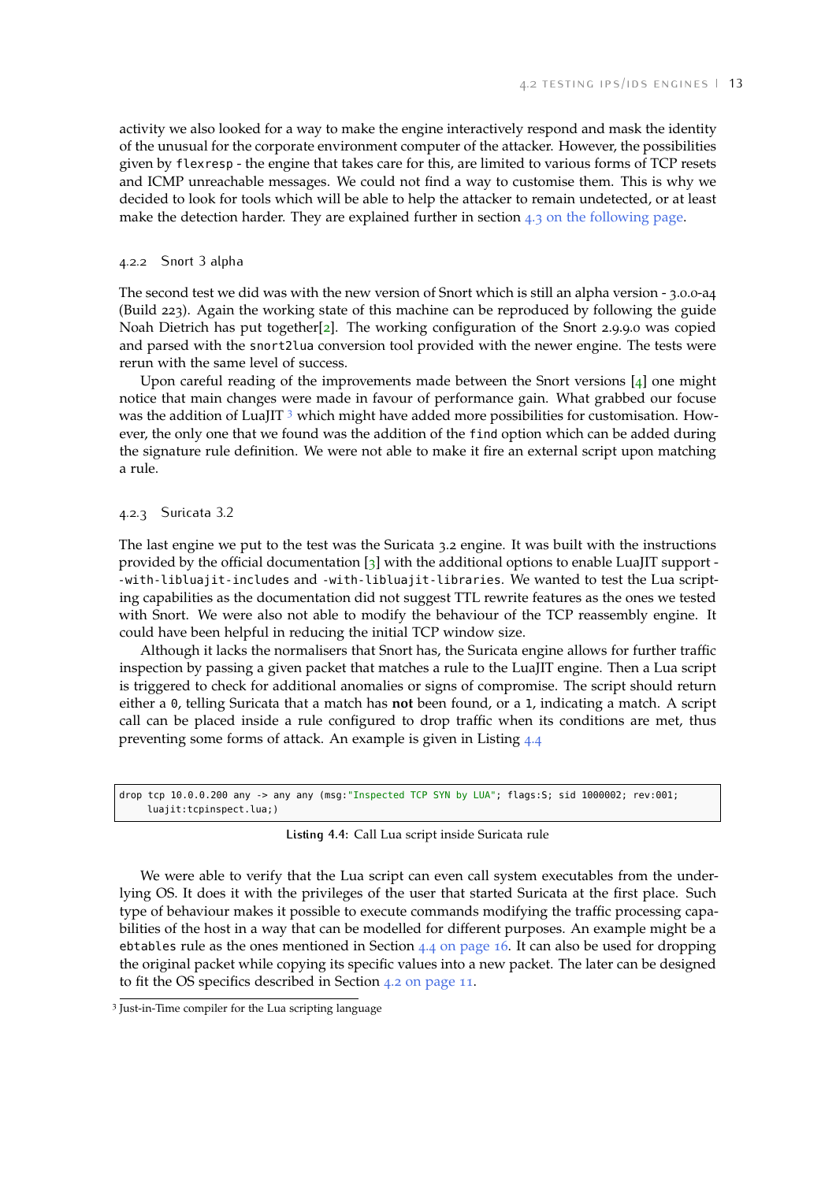activity we also looked for a way to make the engine interactively respond and mask the identity of the unusual for the corporate environment computer of the attacker. However, the possibilities given by `flexresp` - the engine that takes care for this, are limited to various forms of TCP resets and ICMP unreachable messages. We could not find a way to customise them. This is why we decided to look for tools which will be able to help the attacker to remain undetected, or at least make the detection harder. They are explained further in section 4.3 on the following page.

### 4.2.2 Snort 3 alpha

The second test we did was with the new version of Snort which is still an alpha version - 3.0.0-a4 (Build 223). Again the working state of this machine can be reproduced by following the guide Noah Dietrich has put together[2]. The working configuration of the Snort 2.9.9.0 was copied and parsed with the `snort2lua` conversion tool provided with the newer engine. The tests were rerun with the same level of success.

Upon careful reading of the improvements made between the Snort versions [4] one might notice that main changes were made in favour of performance gain. What grabbed our focuse was the addition of LuaJIT [3] which might have added more possibilities for customisation. However, the only one that we found was the addition of the `find` option which can be added during the signature rule definition. We were not able to make it fire an external script upon matching a rule.

### 4.2.3 Suricata 3.2

The last engine we put to the test was the Suricata 3.2 engine. It was built with the instructions provided by the official documentation [3] with the additional options to enable LuaJIT support - `-with-libluajit-includes` and `-with-libluajit-libraries`. We wanted to test the Lua scripting capabilities as the documentation did not suggest TTL rewrite features as the ones we tested with Snort. We were also not able to modify the behaviour of the TCP reassembly engine. It could have been helpful in reducing the initial TCP window size.

Although it lacks the normalisers that Snort has, the Suricata engine allows for further traffic inspection by passing a given packet that matches a rule to the LuaJIT engine. Then a Lua script is triggered to check for additional anomalies or signs of compromise. The script should return either a `0`, telling Suricata that a match has **not** been found, or a `1`, indicating a match. A script call can be placed inside a rule configured to drop traffic when its conditions are met, thus preventing some forms of attack. An example is given in Listing 4.4

```
drop tcp 10.0.0.200 any -> any any (msg:"Inspected TCP SYN by LUA"; flags:S; sid 1000002; rev:001;
    luajit:tcpinspect.lua;)
```

**Listing 4.4:** Call Lua script inside Suricata rule

We were able to verify that the Lua script can even call system executables from the underlying OS. It does it with the privileges of the user that started Suricata at the first place. Such type of behaviour makes it possible to execute commands modifying the traffic processing capabilities of the host in a way that can be modelled for different purposes. An example might be a `ebtables` rule as the ones mentioned in Section 4.4 on page 16. It can also be used for dropping the original packet while copying its specific values into a new packet. The later can be designed to fit the OS specifics described in Section 4.2 on page 11.

[3] Just-in-Time compiler for the Lua scripting language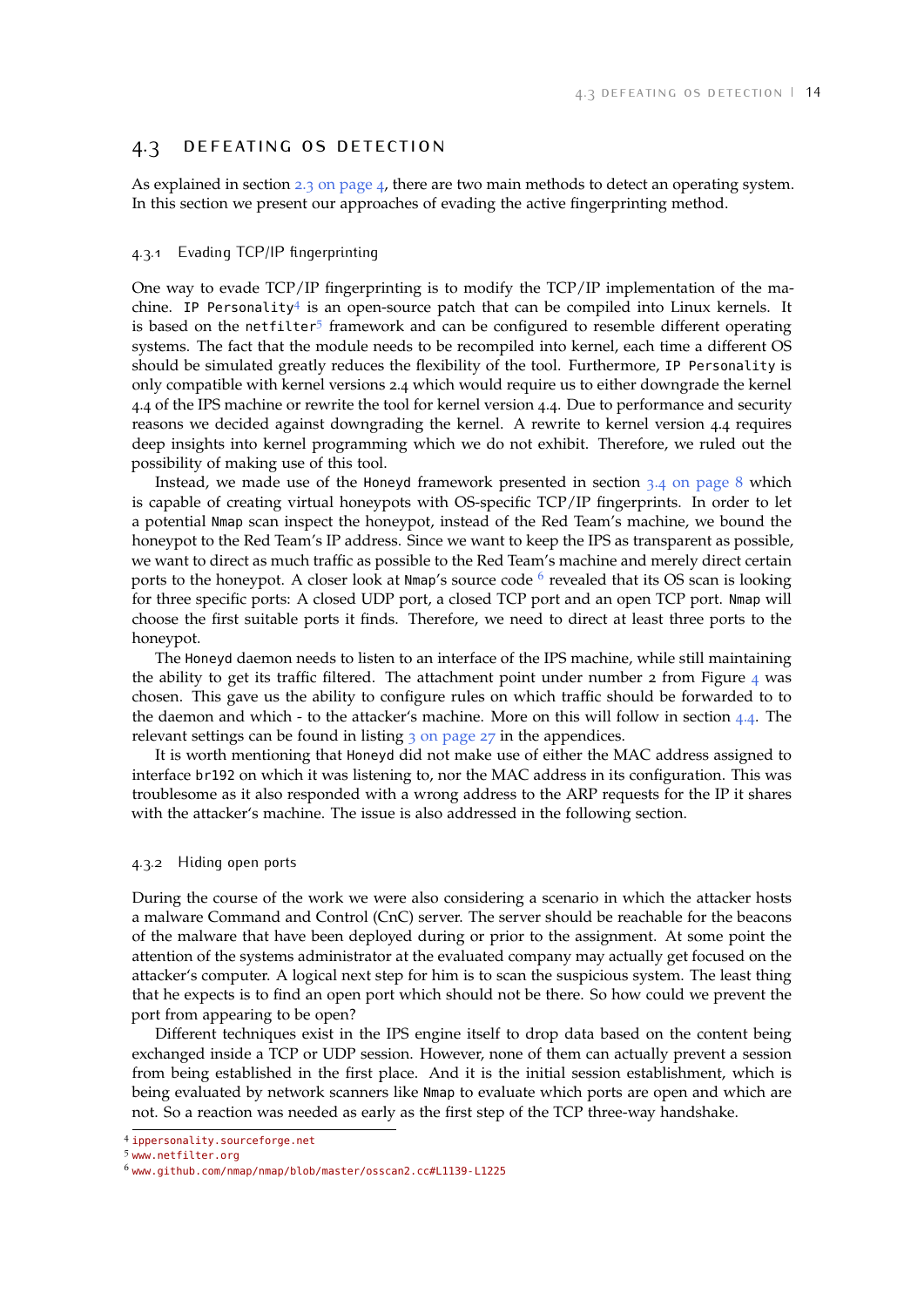## 4.3 DEFEATING OS DETECTION

As explained in section 2.3 on page 4, there are two main methods to detect an operating system. In this section we present our approaches of evading the active fingerprinting method.

### 4.3.1 Evading TCP/IP fingerprinting

One way to evade TCP/IP fingerprinting is to modify the TCP/IP implementation of the machine. `IP Personality`[4] is an open-source patch that can be compiled into Linux kernels. It is based on the `netfilter`[5] framework and can be configured to resemble different operating systems. The fact that the module needs to be recompiled into kernel, each time a different OS should be simulated greatly reduces the flexibility of the tool. Furthermore, `IP Personality` is only compatible with kernel versions 2.4 which would require us to either downgrade the kernel 4.4 of the IPS machine or rewrite the tool for kernel version 4.4. Due to performance and security reasons we decided against downgrading the kernel. A rewrite to kernel version 4.4 requires deep insights into kernel programming which we do not exhibit. Therefore, we ruled out the possibility of making use of this tool.

Instead, we made use of the `Honeyd` framework presented in section 3.4 on page 8 which is capable of creating virtual honeypots with OS-specific TCP/IP fingerprints. In order to let a potential `Nmap` scan inspect the honeypot, instead of the Red Team's machine, we bound the honeypot to the Red Team's IP address. Since we want to keep the IPS as transparent as possible, we want to direct as much traffic as possible to the Red Team's machine and merely direct certain ports to the honeypot. A closer look at `Nmap`'s source code [6] revealed that its OS scan is looking for three specific ports: A closed UDP port, a closed TCP port and an open TCP port. `Nmap` will choose the first suitable ports it finds. Therefore, we need to direct at least three ports to the honeypot.

The `Honeyd` daemon needs to listen to an interface of the IPS machine, while still maintaining the ability to get its traffic filtered. The attachment point under number 2 from Figure 4 was chosen. This gave us the ability to configure rules on which traffic should be forwarded to to the daemon and which - to the attacker's machine. More on this will follow in section 4.4. The relevant settings can be found in listing 3 on page 27 in the appendices.

It is worth mentioning that `Honeyd` did not make use of either the MAC address assigned to interface `br192` on which it was listening to, nor the MAC address in its configuration. This was troublesome as it also responded with a wrong address to the ARP requests for the IP it shares with the attacker's machine. The issue is also addressed in the following section.

### 4.3.2 Hiding open ports

During the course of the work we were also considering a scenario in which the attacker hosts a malware Command and Control (CnC) server. The server should be reachable for the beacons of the malware that have been deployed during or prior to the assignment. At some point the attention of the systems administrator at the evaluated company may actually get focused on the attacker's computer. A logical next step for him is to scan the suspicious system. The least thing that he expects is to find an open port which should not be there. So how could we prevent the port from appearing to be open?

Different techniques exist in the IPS engine itself to drop data based on the content being exchanged inside a TCP or UDP session. However, none of them can actually prevent a session from being established in the first place. And it is the initial session establishment, which is being evaluated by network scanners like `Nmap` to evaluate which ports are open and which are not. So a reaction was needed as early as the first step of the TCP three-way handshake.

---

[4] ippersonality.sourceforge.net

[5] www.netfilter.org

[6] www.github.com/nmap/nmap/blob/master/osscan2.cc#L1139-L1225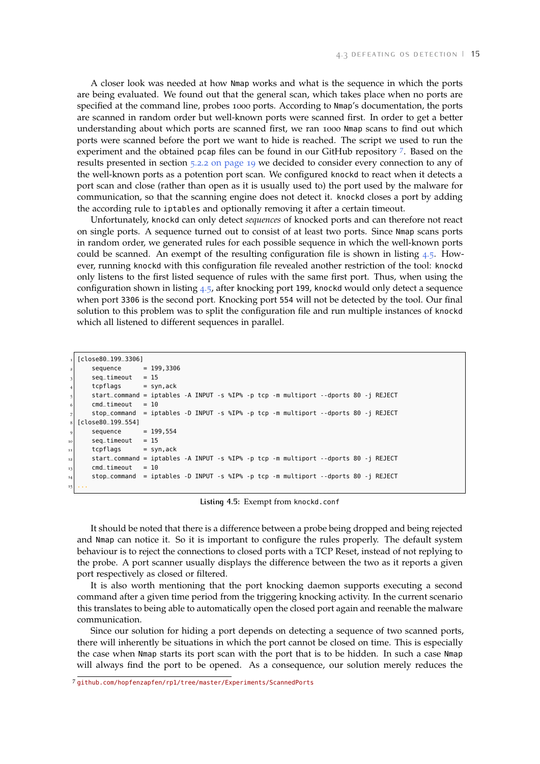A closer look was needed at how Nmap works and what is the sequence in which the ports are being evaluated. We found out that the general scan, which takes place when no ports are specified at the command line, probes 1000 ports. According to Nmap's documentation, the ports are scanned in random order but well-known ports were scanned first. In order to get a better understanding about which ports are scanned first, we ran 1000 Nmap scans to find out which ports were scanned before the port we want to hide is reached. The script we used to run the experiment and the obtained pcap files can be found in our GitHub repository [7]. Based on the results presented in section 5.2.2 on page 19 we decided to consider every connection to any of the well-known ports as a potention port scan. We configured knockd to react when it detects a port scan and close (rather than open as it is usually used to) the port used by the malware for communication, so that the scanning engine does not detect it. knockd closes a port by adding the according rule to iptables and optionally removing it after a certain timeout.

Unfortunately, knockd can only detect *sequences* of knocked ports and can therefore not react on single ports. A sequence turned out to consist of at least two ports. Since Nmap scans ports in random order, we generated rules for each possible sequence in which the well-known ports could be scanned. An exempt of the resulting configuration file is shown in listing 4.5. However, running knockd with this configuration file revealed another restriction of the tool: knockd only listens to the first listed sequence of rules with the same first port. Thus, when using the configuration shown in listing 4.5, after knocking port 199, knockd would only detect a sequence when port 3306 is the second port. Knocking port 554 will not be detected by the tool. Our final solution to this problem was to split the configuration file and run multiple instances of knockd which all listened to different sequences in parallel.

```
[close80_199_3306]
    sequence      = 199,3306
    seq_timeout   = 15
    tcpflags      = syn,ack
    start_command = iptables -A INPUT -s %IP% -p tcp -m multiport --dports 80 -j REJECT
    cmd_timeout   = 10
    stop_command  = iptables -D INPUT -s %IP% -p tcp -m multiport --dports 80 -j REJECT
[close80_199_554]
    sequence      = 199,554
    seq_timeout   = 15
    tcpflags      = syn,ack
    start_command = iptables -A INPUT -s %IP% -p tcp -m multiport --dports 80 -j REJECT
    cmd_timeout   = 10
    stop_command  = iptables -D INPUT -s %IP% -p tcp -m multiport --dports 80 -j REJECT
...
```

Listing 4.5: Exempt from knockd.conf

It should be noted that there is a difference between a probe being dropped and being rejected and Nmap can notice it. So it is important to configure the rules properly. The default system behaviour is to reject the connections to closed ports with a TCP Reset, instead of not replying to the probe. A port scanner usually displays the difference between the two as it reports a given port respectively as closed or filtered.

It is also worth mentioning that the port knocking daemon supports executing a second command after a given time period from the triggering knocking activity. In the current scenario this translates to being able to automatically open the closed port again and reenable the malware communication.

Since our solution for hiding a port depends on detecting a sequence of two scanned ports, there will inherently be situations in which the port cannot be closed on time. This is especially the case when Nmap starts its port scan with the port that is to be hidden. In such a case Nmap will always find the port to be opened. As a consequence, our solution merely reduces the

[7] github.com/hopfenzapfen/rp1/tree/master/Experiments/ScannedPorts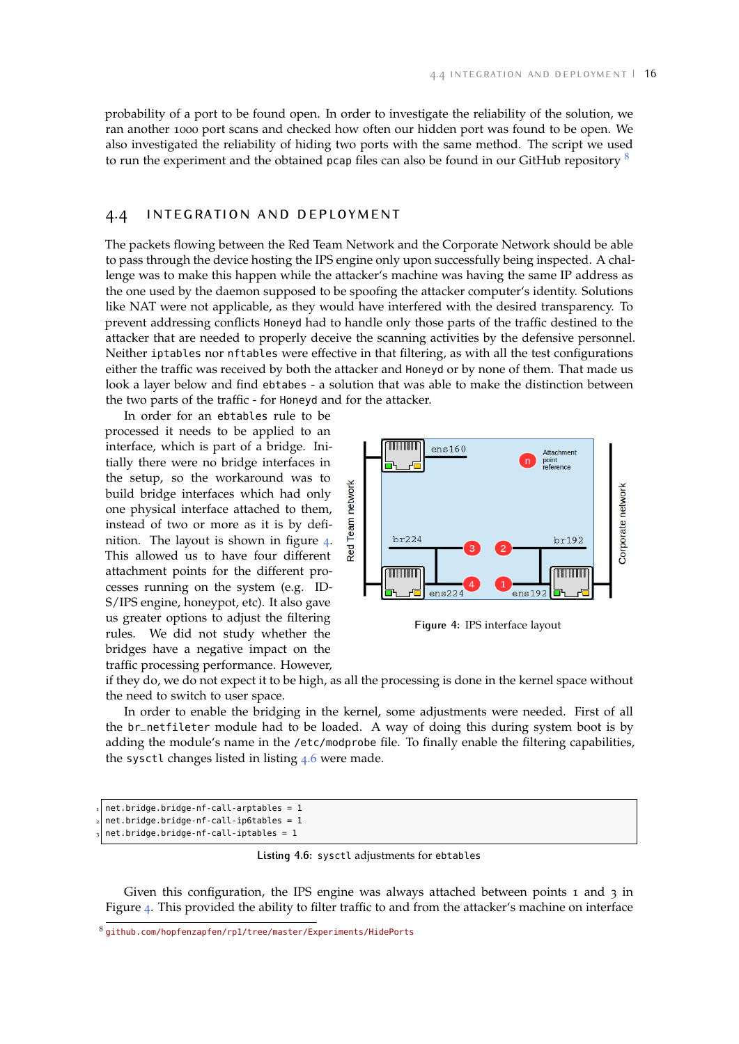probability of a port to be found open. In order to investigate the reliability of the solution, we ran another 1000 port scans and checked how often our hidden port was found to be open. We also investigated the reliability of hiding two ports with the same method. The script we used to run the experiment and the obtained pcap files can also be found in our GitHub repository [8]

## 4.4 INTEGRATION AND DEPLOYMENT

The packets flowing between the Red Team Network and the Corporate Network should be able to pass through the device hosting the IPS engine only upon successfully being inspected. A challenge was to make this happen while the attacker's machine was having the same IP address as the one used by the daemon supposed to be spoofing the attacker computer's identity. Solutions like NAT were not applicable, as they would have interfered with the desired transparency. To prevent addressing conflicts Honeyd had to handle only those parts of the traffic destined to the attacker that are needed to properly deceive the scanning activities by the defensive personnel. Neither iptables nor nftables were effective in that filtering, as with all the test configurations either the traffic was received by both the attacker and Honeyd or by none of them. That made us look a layer below and find ebtables - a solution that was able to make the distinction between the two parts of the traffic - for Honeyd and for the attacker.

In order for an ebtables rule to be processed it needs to be applied to an interface, which is part of a bridge. Initially there were no bridge interfaces in the setup, so the workaround was to build bridge interfaces which had only one physical interface attached to them, instead of two or more as it is by definition. The layout is shown in figure 4. This allowed us to have four different attachment points for the different processes running on the system (e.g. IDS/IPS engine, honeypot, etc). It also gave us greater options to adjust the filtering rules. We did not study whether the bridges have a negative impact on the traffic processing performance. However, if they do, we do not expect it to be high, as all the processing is done in the kernel space without the need to switch to user space.

Figure 4: IPS interface layout

In order to enable the bridging in the kernel, some adjustments were needed. First of all the br_netfileter module had to be loaded. A way of doing this during system boot is by adding the module's name in the /etc/modprobe file. To finally enable the filtering capabilities, the sysctl changes listed in listing 4.6 were made.

```
net.bridge.bridge-nf-call-arptables = 1
net.bridge.bridge-nf-call-ip6tables = 1
net.bridge.bridge-nf-call-iptables = 1
```

Listing 4.6: sysctl adjustments for ebtables

Given this configuration, the IPS engine was always attached between points 1 and 3 in Figure 4. This provided the ability to filter traffic to and from the attacker's machine on interface

[8] github.com/hopfenzapfen/rp1/tree/master/Experiments/HidePorts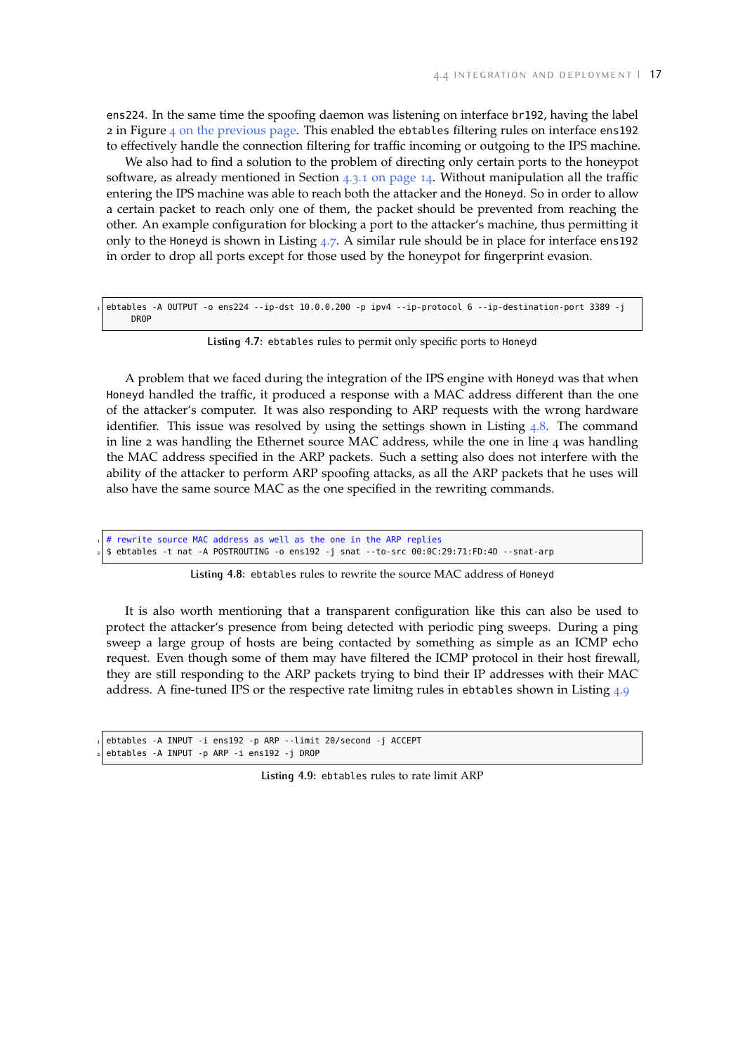ens224. In the same time the spoofing daemon was listening on interface br192, having the label 2 in Figure 4 on the previous page. This enabled the ebtables filtering rules on interface ens192 to effectively handle the connection filtering for traffic incoming or outgoing to the IPS machine.

We also had to find a solution to the problem of directing only certain ports to the honeypot software, as already mentioned in Section 4.3.1 on page 14. Without manipulation all the traffic entering the IPS machine was able to reach both the attacker and the Honeyd. So in order to allow a certain packet to reach only one of them, the packet should be prevented from reaching the other. An example configuration for blocking a port to the attacker's machine, thus permitting it only to the Honeyd is shown in Listing 4.7. A similar rule should be in place for interface ens192 in order to drop all ports except for those used by the honeypot for fingerprint evasion.

```
ebtables -A OUTPUT -o ens224 --ip-dst 10.0.0.200 -p ipv4 --ip-protocol 6 --ip-destination-port 3389 -j
    DROP
```

**Listing 4.7:** ebtables rules to permit only specific ports to Honeyd

A problem that we faced during the integration of the IPS engine with Honeyd was that when Honeyd handled the traffic, it produced a response with a MAC address different than the one of the attacker's computer. It was also responding to ARP requests with the wrong hardware identifier. This issue was resolved by using the settings shown in Listing 4.8. The command in line 2 was handling the Ethernet source MAC address, while the one in line 4 was handling the MAC address specified in the ARP packets. Such a setting also does not interfere with the ability of the attacker to perform ARP spoofing attacks, as all the ARP packets that he uses will also have the same source MAC as the one specified in the rewriting commands.

```
# rewrite source MAC address as well as the one in the ARP replies
$ ebtables -t nat -A POSTROUTING -o ens192 -j snat --to-src 00:0C:29:71:FD:4D --snat-arp
```

**Listing 4.8:** ebtables rules to rewrite the source MAC address of Honeyd

It is also worth mentioning that a transparent configuration like this can also be used to protect the attacker's presence from being detected with periodic ping sweeps. During a ping sweep a large group of hosts are being contacted by something as simple as an ICMP echo request. Even though some of them may have filtered the ICMP protocol in their host firewall, they are still responding to the ARP packets trying to bind their IP addresses with their MAC address. A fine-tuned IPS or the respective rate limitng rules in ebtables shown in Listing 4.9

```
ebtables -A INPUT -i ens192 -p ARP --limit 20/second -j ACCEPT
ebtables -A INPUT -p ARP -i ens192 -j DROP
```

**Listing 4.9:** ebtables rules to rate limit ARP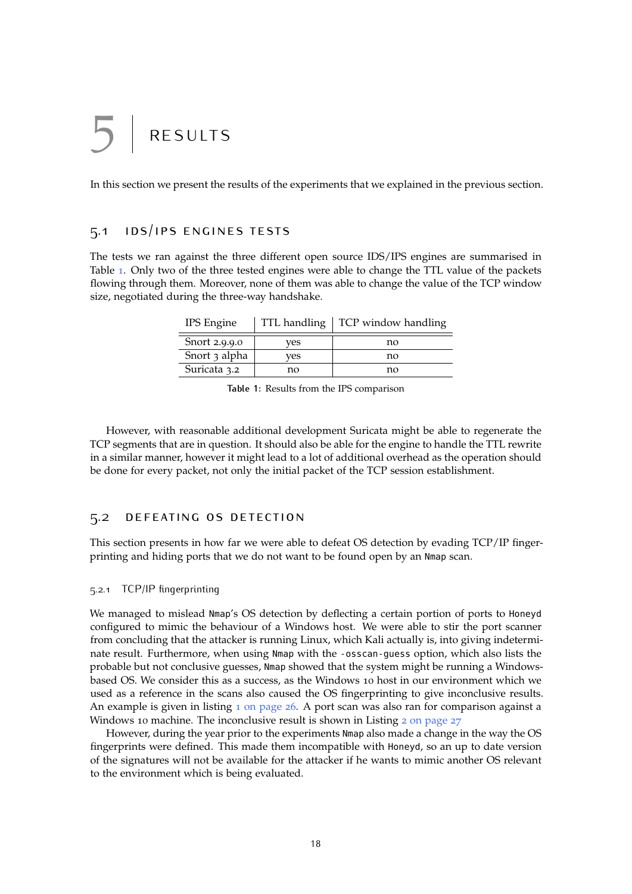# 5 RESULTS

In this section we present the results of the experiments that we explained in the previous section.

## 5.1 IDS/IPS ENGINES TESTS

The tests we ran against the three different open source IDS/IPS engines are summarised in Table 1. Only two of the three tested engines were able to change the TTL value of the packets flowing through them. Moreover, none of them was able to change the value of the TCP window size, negotiated during the three-way handshake.

| IPS Engine | TTL handling | TCP window handling |
|---|---|---|
| Snort 2.9.9.0 | yes | no |
| Snort 3 alpha | yes | no |
| Suricata 3.2 | no | no |

**Table 1:** Results from the IPS comparison

However, with reasonable additional development Suricata might be able to regenerate the TCP segments that are in question. It should also be able for the engine to handle the TTL rewrite in a similar manner, however it might lead to a lot of additional overhead as the operation should be done for every packet, not only the initial packet of the TCP session establishment.

## 5.2 DEFEATING OS DETECTION

This section presents in how far we were able to defeat OS detection by evading TCP/IP fingerprinting and hiding ports that we do not want to be found open by an `Nmap` scan.

### 5.2.1 TCP/IP fingerprinting

We managed to mislead `Nmap`'s OS detection by deflecting a certain portion of ports to `Honeyd` configured to mimic the behaviour of a Windows host. We were able to stir the port scanner from concluding that the attacker is running Linux, which Kali actually is, into giving indeterminate result. Furthermore, when using `Nmap` with the `-osscan-guess` option, which also lists the probable but not conclusive guesses, `Nmap` showed that the system might be running a Windows-based OS. We consider this as a success, as the Windows 10 host in our environment which we used as a reference in the scans also caused the OS fingerprinting to give inconclusive results. An example is given in listing 1 on page 26. A port scan was also ran for comparison against a Windows 10 machine. The inconclusive result is shown in Listing 2 on page 27

However, during the year prior to the experiments `Nmap` also made a change in the way the OS fingerprints were defined. This made them incompatible with `Honeyd`, so an up to date version of the signatures will not be available for the attacker if he wants to mimic another OS relevant to the environment which is being evaluated.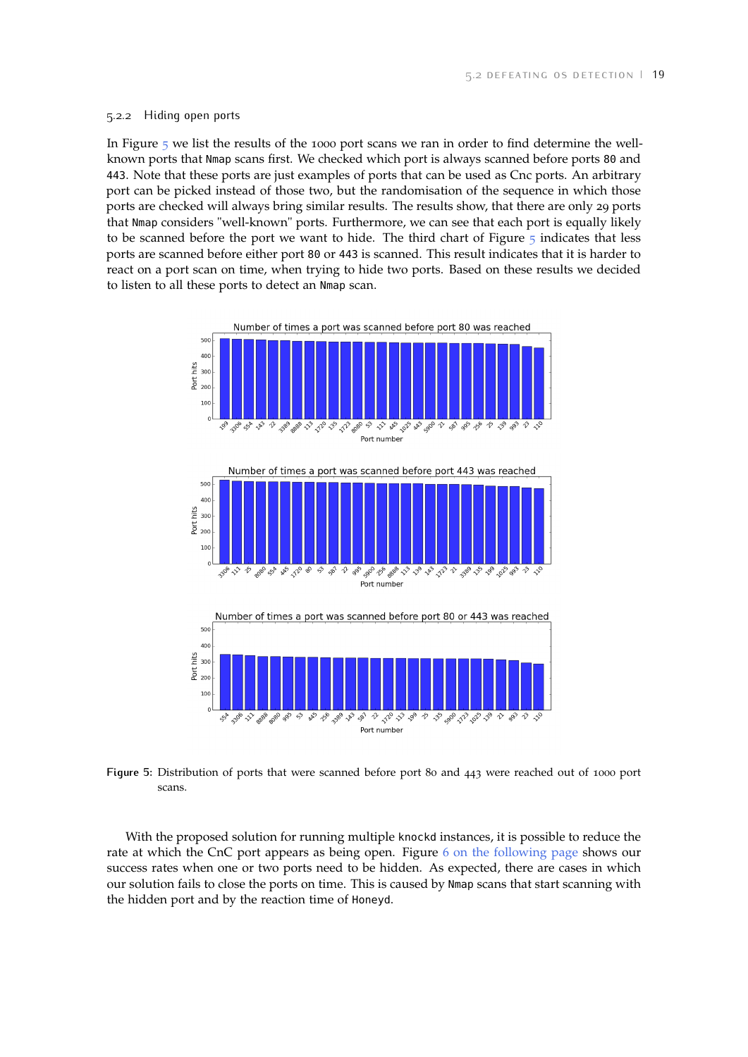### 5.2.2 Hiding open ports

In Figure 5 we list the results of the 1000 port scans we ran in order to find determine the well-known ports that Nmap scans first. We checked which port is always scanned before ports 80 and 443. Note that these ports are just examples of ports that can be used as Cnc ports. An arbitrary port can be picked instead of those two, but the randomisation of the sequence in which those ports are checked will always bring similar results. The results show, that there are only 29 ports that Nmap considers "well-known" ports. Furthermore, we can see that each port is equally likely to be scanned before the port we want to hide. The third chart of Figure 5 indicates that less ports are scanned before either port 80 or 443 is scanned. This result indicates that it is harder to react on a port scan on time, when trying to hide two ports. Based on these results we decided to listen to all these ports to detect an Nmap scan.

**Figure 5:** Distribution of ports that were scanned before port 80 and 443 were reached out of 1000 port scans.

With the proposed solution for running multiple knockd instances, it is possible to reduce the rate at which the CnC port appears as being open. Figure 6 on the following page shows our success rates when one or two ports need to be hidden. As expected, there are cases in which our solution fails to close the ports on time. This is caused by Nmap scans that start scanning with the hidden port and by the reaction time of Honeyd.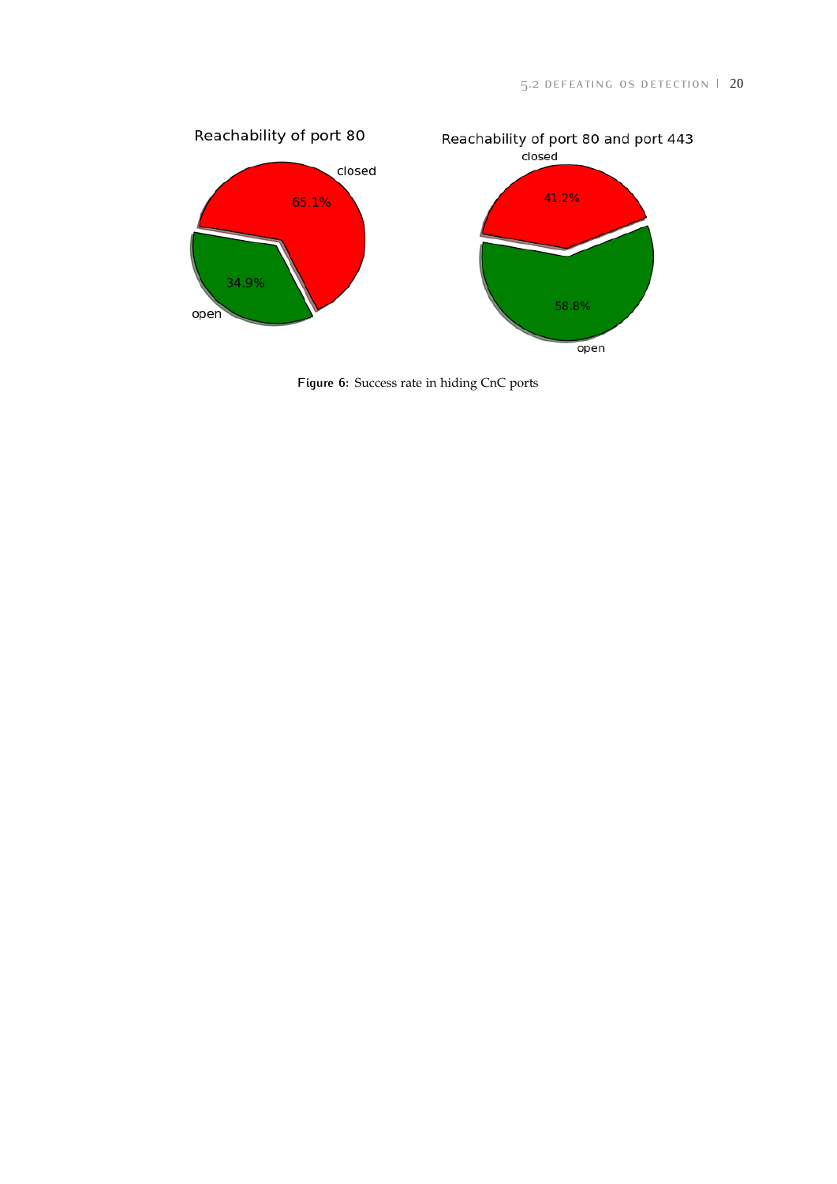Figure 6: Success rate in hiding CnC ports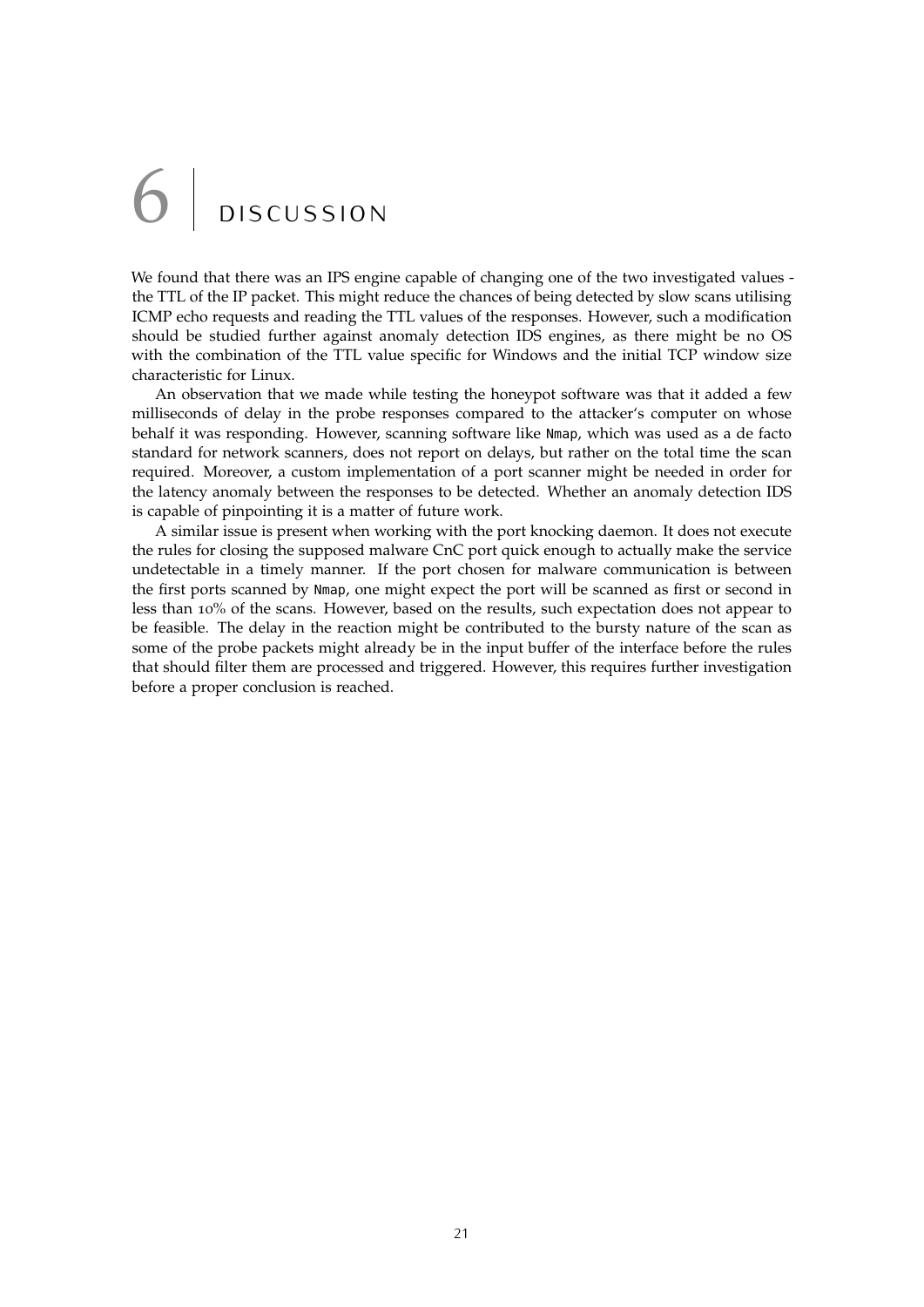# 6 DISCUSSION

We found that there was an IPS engine capable of changing one of the two investigated values - the TTL of the IP packet. This might reduce the chances of being detected by slow scans utilising ICMP echo requests and reading the TTL values of the responses. However, such a modification should be studied further against anomaly detection IDS engines, as there might be no OS with the combination of the TTL value specific for Windows and the initial TCP window size characteristic for Linux.

An observation that we made while testing the honeypot software was that it added a few milliseconds of delay in the probe responses compared to the attacker's computer on whose behalf it was responding. However, scanning software like `Nmap`, which was used as a de facto standard for network scanners, does not report on delays, but rather on the total time the scan required. Moreover, a custom implementation of a port scanner might be needed in order for the latency anomaly between the responses to be detected. Whether an anomaly detection IDS is capable of pinpointing it is a matter of future work.

A similar issue is present when working with the port knocking daemon. It does not execute the rules for closing the supposed malware CnC port quick enough to actually make the service undetectable in a timely manner. If the port chosen for malware communication is between the first ports scanned by `Nmap`, one might expect the port will be scanned as first or second in less than 10% of the scans. However, based on the results, such expectation does not appear to be feasible. The delay in the reaction might be contributed to the bursty nature of the scan as some of the probe packets might already be in the input buffer of the interface before the rules that should filter them are processed and triggered. However, this requires further investigation before a proper conclusion is reached.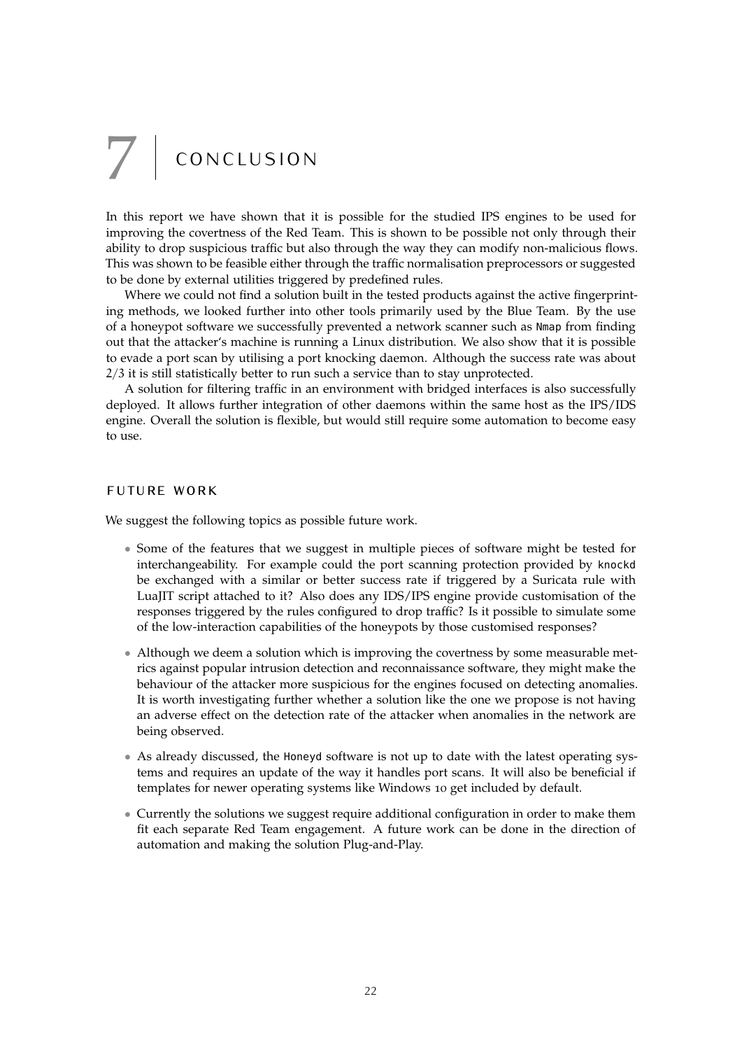# 7 CONCLUSION

In this report we have shown that it is possible for the studied IPS engines to be used for improving the covertness of the Red Team. This is shown to be possible not only through their ability to drop suspicious traffic but also through the way they can modify non-malicious flows. This was shown to be feasible either through the traffic normalisation preprocessors or suggested to be done by external utilities triggered by predefined rules.

Where we could not find a solution built in the tested products against the active fingerprinting methods, we looked further into other tools primarily used by the Blue Team. By the use of a honeypot software we successfully prevented a network scanner such as Nmap from finding out that the attacker's machine is running a Linux distribution. We also show that it is possible to evade a port scan by utilising a port knocking daemon. Although the success rate was about 2/3 it is still statistically better to run such a service than to stay unprotected.

A solution for filtering traffic in an environment with bridged interfaces is also successfully deployed. It allows further integration of other daemons within the same host as the IPS/IDS engine. Overall the solution is flexible, but would still require some automation to become easy to use.

## FUTURE WORK

We suggest the following topics as possible future work.

- Some of the features that we suggest in multiple pieces of software might be tested for interchangeability. For example could the port scanning protection provided by knockd be exchanged with a similar or better success rate if triggered by a Suricata rule with LuaJIT script attached to it? Also does any IDS/IPS engine provide customisation of the responses triggered by the rules configured to drop traffic? Is it possible to simulate some of the low-interaction capabilities of the honeypots by those customised responses?
- Although we deem a solution which is improving the covertness by some measurable metrics against popular intrusion detection and reconnaissance software, they might make the behaviour of the attacker more suspicious for the engines focused on detecting anomalies. It is worth investigating further whether a solution like the one we propose is not having an adverse effect on the detection rate of the attacker when anomalies in the network are being observed.
- As already discussed, the Honeyd software is not up to date with the latest operating systems and requires an update of the way it handles port scans. It will also be beneficial if templates for newer operating systems like Windows 10 get included by default.
- Currently the solutions we suggest require additional configuration in order to make them fit each separate Red Team engagement. A future work can be done in the direction of automation and making the solution Plug-and-Play.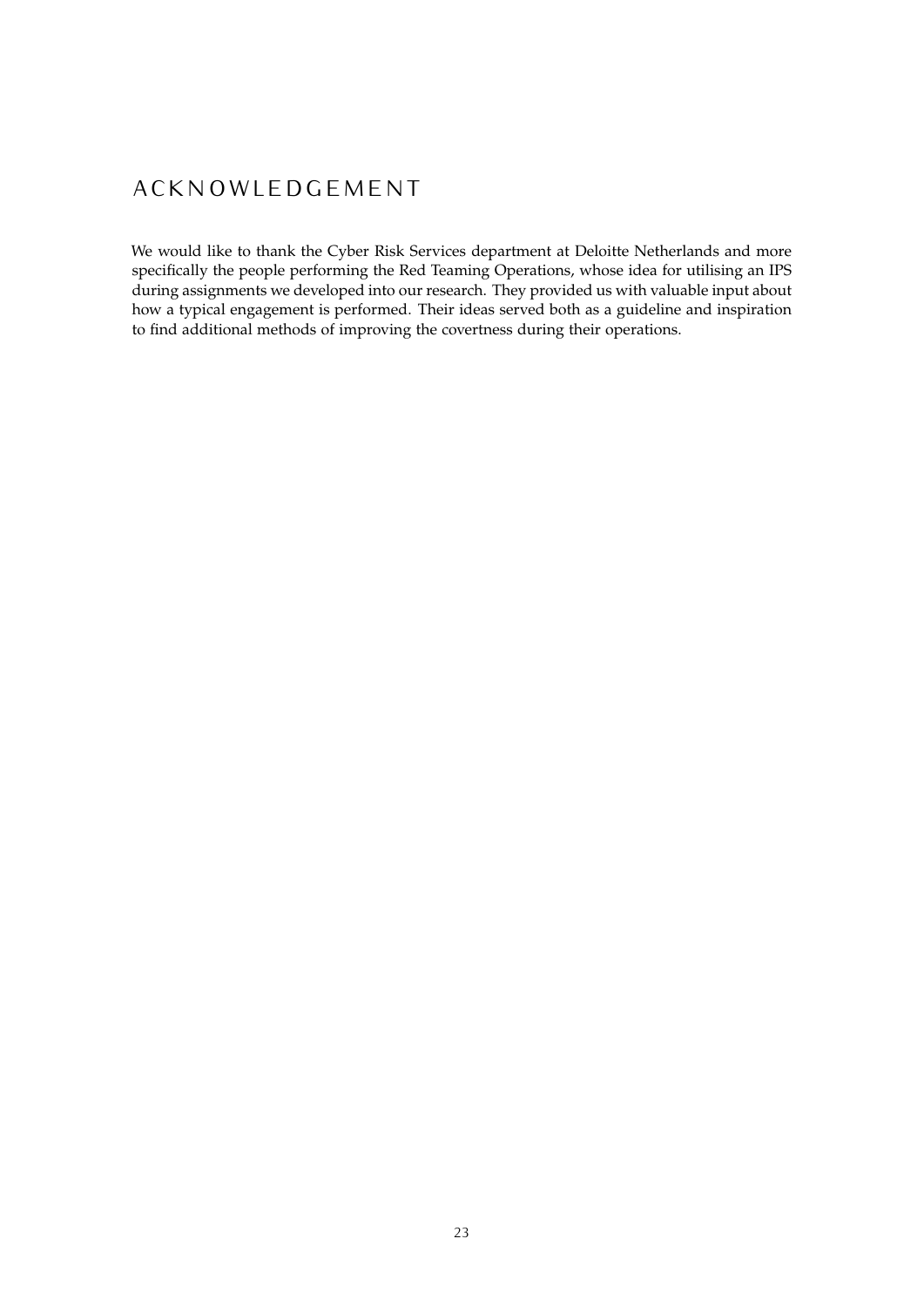# ACKNOWLEDGEMENT

We would like to thank the Cyber Risk Services department at Deloitte Netherlands and more specifically the people performing the Red Teaming Operations, whose idea for utilising an IPS during assignments we developed into our research. They provided us with valuable input about how a typical engagement is performed. Their ideas served both as a guideline and inspiration to find additional methods of improving the covertness during their operations.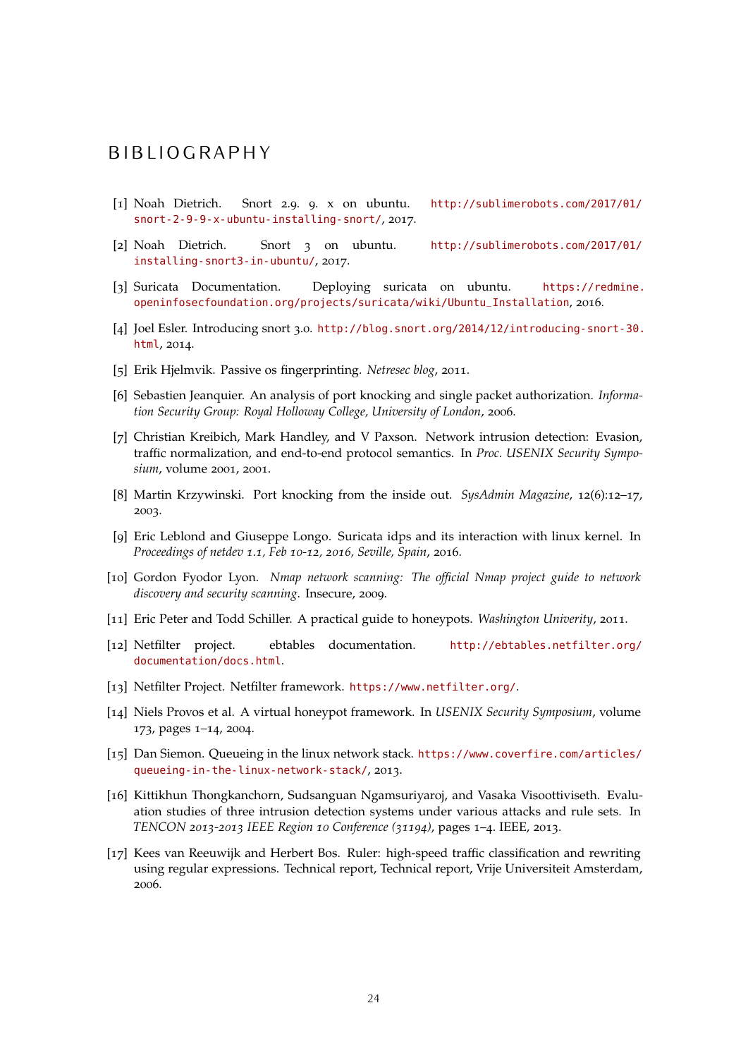# BIBLIOGRAPHY

[1] Noah Dietrich. Snort 2.9. 9. x on ubuntu. http://sublimerobots.com/2017/01/snort-2-9-9-x-ubuntu-installing-snort/, 2017.

[2] Noah Dietrich. Snort 3 on ubuntu. http://sublimerobots.com/2017/01/installing-snort3-in-ubuntu/, 2017.

[3] Suricata Documentation. Deploying suricata on ubuntu. https://redmine.openinfosecfoundation.org/projects/suricata/wiki/Ubuntu_Installation, 2016.

[4] Joel Esler. Introducing snort 3.0. http://blog.snort.org/2014/12/introducing-snort-30.html, 2014.

[5] Erik Hjelmvik. Passive os fingerprinting. *Netresec blog*, 2011.

[6] Sebastien Jeanquier. An analysis of port knocking and single packet authorization. *Information Security Group: Royal Holloway College, University of London*, 2006.

[7] Christian Kreibich, Mark Handley, and V Paxson. Network intrusion detection: Evasion, traffic normalization, and end-to-end protocol semantics. In *Proc. USENIX Security Symposium*, volume 2001, 2001.

[8] Martin Krzywinski. Port knocking from the inside out. *SysAdmin Magazine*, 12(6):12–17, 2003.

[9] Eric Leblond and Giuseppe Longo. Suricata idps and its interaction with linux kernel. In *Proceedings of netdev 1.1, Feb 10-12, 2016, Seville, Spain*, 2016.

[10] Gordon Fyodor Lyon. *Nmap network scanning: The official Nmap project guide to network discovery and security scanning*. Insecure, 2009.

[11] Eric Peter and Todd Schiller. A practical guide to honeypots. *Washington Univerity*, 2011.

[12] Netfilter project. ebtables documentation. http://ebtables.netfilter.org/documentation/docs.html.

[13] Netfilter Project. Netfilter framework. https://www.netfilter.org/.

[14] Niels Provos et al. A virtual honeypot framework. In *USENIX Security Symposium*, volume 173, pages 1–14, 2004.

[15] Dan Siemon. Queueing in the linux network stack. https://www.coverfire.com/articles/queueing-in-the-linux-network-stack/, 2013.

[16] Kittikhun Thongkanchorn, Sudsanguan Ngamsuriyaroj, and Vasaka Visoottiviseth. Evaluation studies of three intrusion detection systems under various attacks and rule sets. In *TENCON 2013-2013 IEEE Region 10 Conference (31194)*, pages 1–4. IEEE, 2013.

[17] Kees van Reeuwijk and Herbert Bos. Ruler: high-speed traffic classification and rewriting using regular expressions. Technical report, Technical report, Vrije Universiteit Amsterdam, 2006.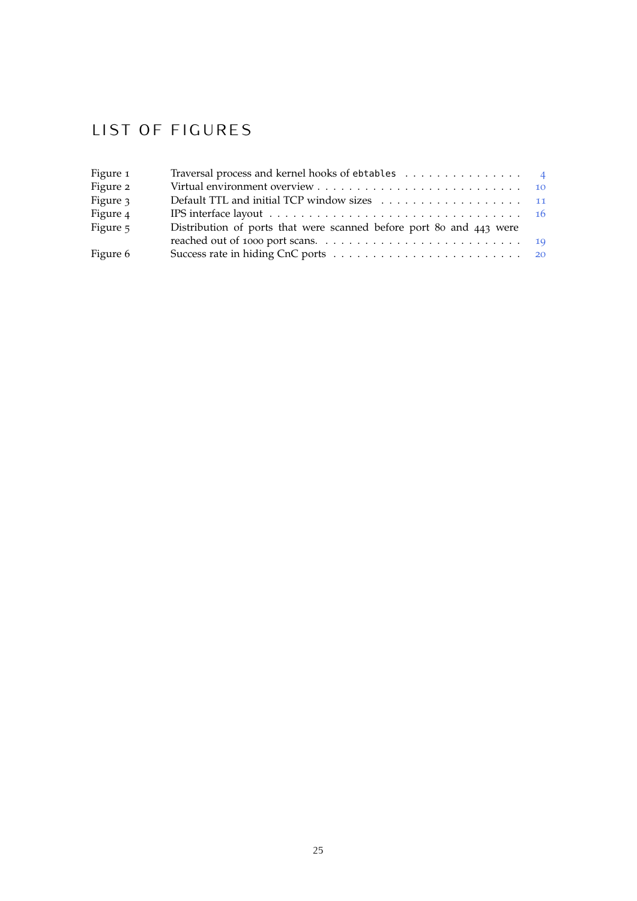# LIST OF FIGURES

| | | |
|---|---|---|
| Figure 1 | Traversal process and kernel hooks of `ebtables` | 4 |
| Figure 2 | Virtual environment overview | 10 |
| Figure 3 | Default TTL and initial TCP window sizes | 11 |
| Figure 4 | IPS interface layout | 16 |
| Figure 5 | Distribution of ports that were scanned before port 80 and 443 were reached out of 1000 port scans. | 19 |
| Figure 6 | Success rate in hiding CnC ports | 20 |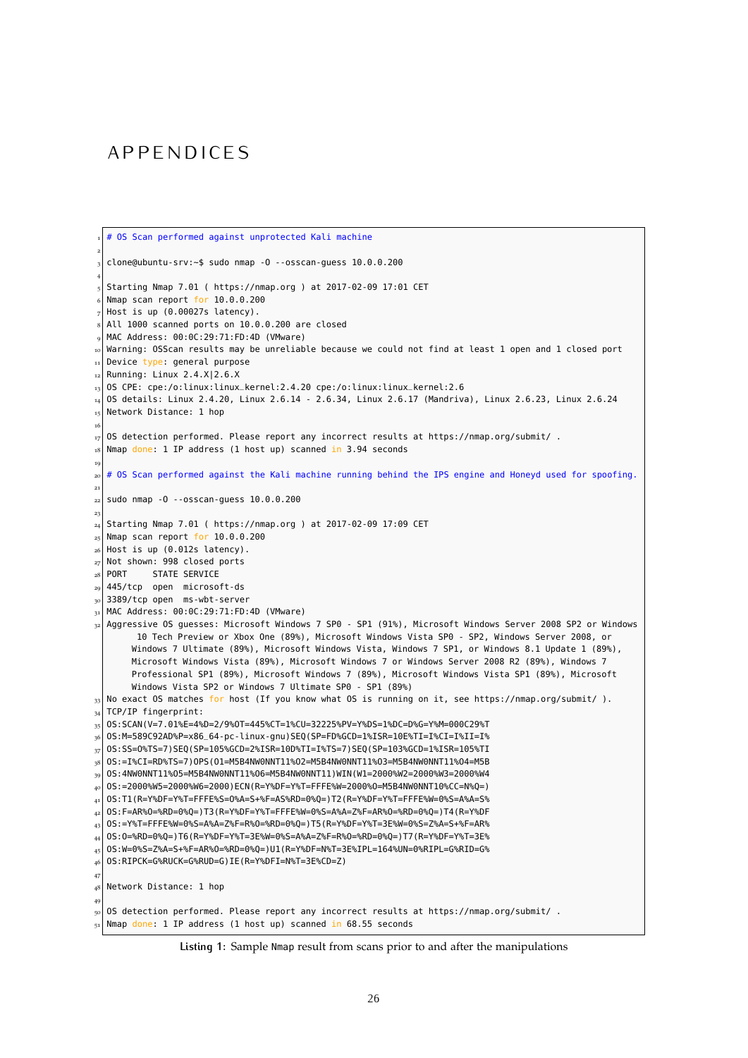# APPENDICES

```
# OS Scan performed against unprotected Kali machine

clone@ubuntu-srv:~$ sudo nmap -O --osscan-guess 10.0.0.200

Starting Nmap 7.01 ( https://nmap.org ) at 2017-02-09 17:01 CET
Nmap scan report for 10.0.0.200
Host is up (0.00027s latency).
All 1000 scanned ports on 10.0.0.200 are closed
MAC Address: 00:0C:29:71:FD:4D (VMware)
Warning: OSScan results may be unreliable because we could not find at least 1 open and 1 closed port
Device type: general purpose
Running: Linux 2.4.X|2.6.X
OS CPE: cpe:/o:linux:linux_kernel:2.4.20 cpe:/o:linux:linux_kernel:2.6
OS details: Linux 2.4.20, Linux 2.6.14 - 2.6.34, Linux 2.6.17 (Mandriva), Linux 2.6.23, Linux 2.6.24
Network Distance: 1 hop

OS detection performed. Please report any incorrect results at https://nmap.org/submit/ .
Nmap done: 1 IP address (1 host up) scanned in 3.94 seconds

# OS Scan performed against the Kali machine running behind the IPS engine and Honeyd used for spoofing.

sudo nmap -O --osscan-guess 10.0.0.200

Starting Nmap 7.01 ( https://nmap.org ) at 2017-02-09 17:09 CET
Nmap scan report for 10.0.0.200
Host is up (0.012s latency).
Not shown: 998 closed ports
PORT     STATE SERVICE
445/tcp  open  microsoft-ds
3389/tcp open  ms-wbt-server
MAC Address: 00:0C:29:71:FD:4D (VMware)
Aggressive OS guesses: Microsoft Windows 7 SP0 - SP1 (91%), Microsoft Windows Server 2008 SP2 or Windows
     10 Tech Preview or Xbox One (89%), Microsoft Windows Vista SP0 - SP2, Windows Server 2008, or
     Windows 7 Ultimate (89%), Microsoft Windows Vista, Windows 7 SP1, or Windows 8.1 Update 1 (89%),
     Microsoft Windows Vista (89%), Microsoft Windows 7 or Windows Server 2008 R2 (89%), Windows 7
     Professional SP1 (89%), Microsoft Windows 7 (89%), Microsoft Windows Vista SP1 (89%), Microsoft
     Windows Vista SP2 or Windows 7 Ultimate SP0 - SP1 (89%)
No exact OS matches for host (If you know what OS is running on it, see https://nmap.org/submit/ ).
TCP/IP fingerprint:
OS:SCAN(V=7.01%E=4%D=2/9%OT=445%CT=1%CU=32225%PV=Y%DS=1%DC=D%G=Y%M=000C29%T
OS:M=589C92AD%P=x86_64-pc-linux-gnu)SEQ(SP=FD%GCD=1%ISR=10E%TI=I%CI=I%II=I%
OS:SS=O%TS=7)SEQ(SP=105%GCD=2%ISR=10D%TI=I%TS=7)SEQ(SP=103%GCD=1%ISR=105%TI
OS:=I%CI=RD%TS=7)OPS(O1=M5B4NW0NNT11%O2=M5B4NW0NNT11%O3=M5B4NW0NNT11%O4=M5B
OS:4NW0NNT11%O5=M5B4NW0NNT11%O6=M5B4NW0NNT11)WIN(W1=2000%W2=2000%W3=2000%W4
OS:=2000%W5=2000%W6=2000)ECN(R=Y%DF=Y%T=FFFE%W=2000%O=M5B4NW0NNT10%CC=N%Q=)
OS:T1(R=Y%DF=Y%T=FFFE%S=O%A=S+%F=AS%RD=0%Q=)T2(R=Y%DF=Y%T=FFFE%W=0%S=A%A=S%
OS:F=AR%O=%RD=0%Q=)T3(R=Y%DF=Y%T=FFFE%W=0%S=A%A=Z%F=AR%O=%RD=0%Q=)T4(R=Y%DF
OS:=Y%T=FFFE%W=0%S=A%A=Z%F=R%O=%RD=0%Q=)T5(R=Y%DF=Y%T=3E%W=0%S=Z%A=S+%F=AR%
OS:O=%RD=0%Q=)T6(R=Y%DF=Y%T=3E%W=0%S=A%A=Z%F=R%O=%RD=0%Q=)T7(R=Y%DF=Y%T=3E%
OS:W=0%S=Z%A=S+%F=AR%O=%RD=0%Q=)U1(R=Y%DF=N%T=3E%IPL=164%UN=0%RIPL=G%RID=G%
OS:RIPCK=G%RUCK=G%RUD=G)IE(R=Y%DFI=N%T=3E%CD=Z)

Network Distance: 1 hop

OS detection performed. Please report any incorrect results at https://nmap.org/submit/ .
Nmap done: 1 IP address (1 host up) scanned in 68.55 seconds
```

**Listing 1:** Sample Nmap result from scans prior to and after the manipulations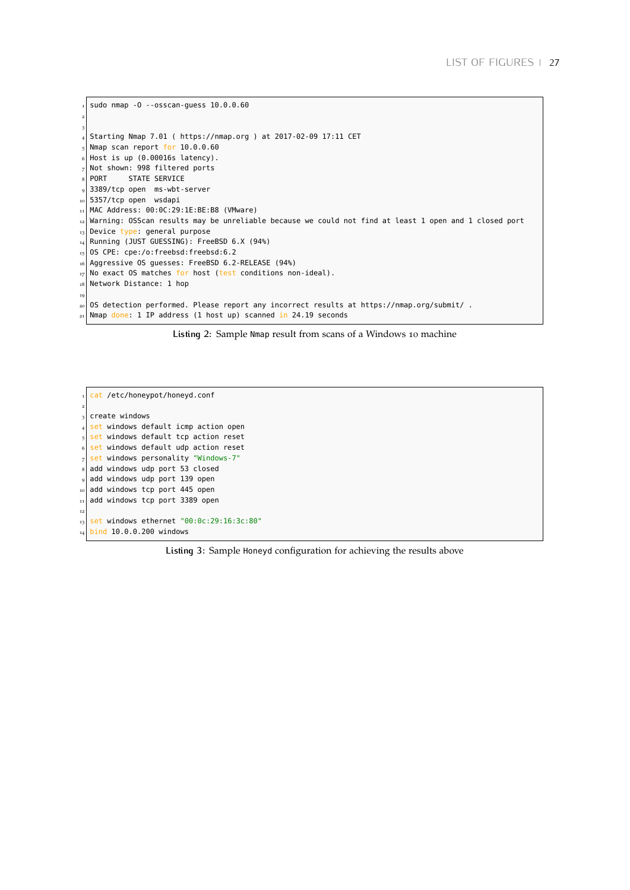```
sudo nmap -O --osscan-guess 10.0.0.60


Starting Nmap 7.01 ( https://nmap.org ) at 2017-02-09 17:11 CET
Nmap scan report for 10.0.0.60
Host is up (0.00016s latency).
Not shown: 998 filtered ports
PORT     STATE SERVICE
3389/tcp open  ms-wbt-server
5357/tcp open  wsdapi
MAC Address: 00:0C:29:1E:BE:B8 (VMware)
Warning: OSScan results may be unreliable because we could not find at least 1 open and 1 closed port
Device type: general purpose
Running (JUST GUESSING): FreeBSD 6.X (94%)
OS CPE: cpe:/o:freebsd:freebsd:6.2
Aggressive OS guesses: FreeBSD 6.2-RELEASE (94%)
No exact OS matches for host (test conditions non-ideal).
Network Distance: 1 hop

OS detection performed. Please report any incorrect results at https://nmap.org/submit/ .
Nmap done: 1 IP address (1 host up) scanned in 24.19 seconds
```

**Listing 2:** Sample Nmap result from scans of a Windows 10 machine

```
cat /etc/honeypot/honeyd.conf

create windows
set windows default icmp action open
set windows default tcp action reset
set windows default udp action reset
set windows personality "Windows-7"
add windows udp port 53 closed
add windows udp port 139 open
add windows tcp port 445 open
add windows tcp port 3389 open

set windows ethernet "00:0c:29:16:3c:80"
bind 10.0.0.200 windows
```

**Listing 3:** Sample Honeyd configuration for achieving the results above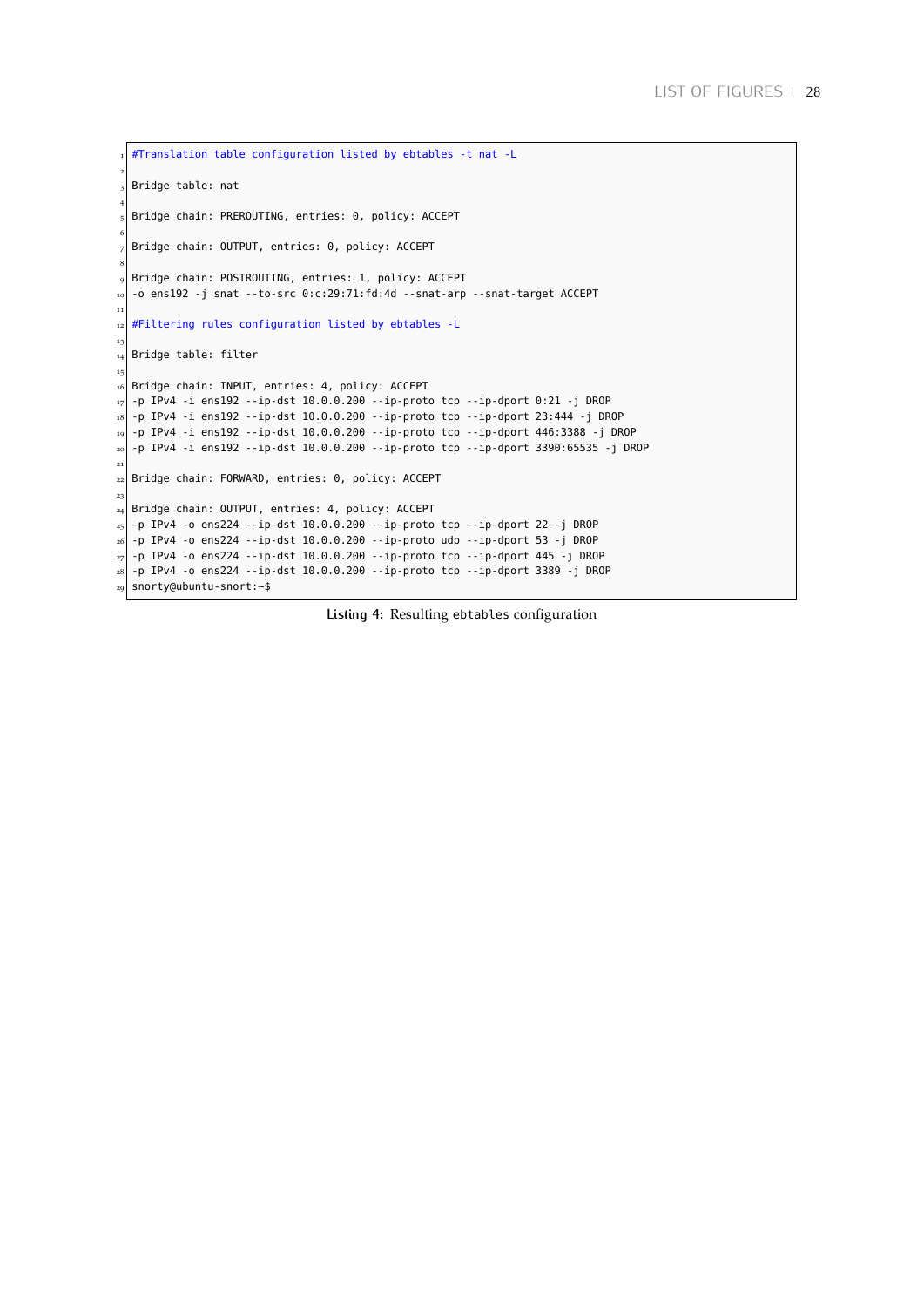```
#Translation table configuration listed by ebtables -t nat -L

Bridge table: nat

Bridge chain: PREROUTING, entries: 0, policy: ACCEPT

Bridge chain: OUTPUT, entries: 0, policy: ACCEPT

Bridge chain: POSTROUTING, entries: 1, policy: ACCEPT
-o ens192 -j snat --to-src 0:c:29:71:fd:4d --snat-arp --snat-target ACCEPT

#Filtering rules configuration listed by ebtables -L

Bridge table: filter

Bridge chain: INPUT, entries: 4, policy: ACCEPT
-p IPv4 -i ens192 --ip-dst 10.0.0.200 --ip-proto tcp --ip-dport 0:21 -j DROP
-p IPv4 -i ens192 --ip-dst 10.0.0.200 --ip-proto tcp --ip-dport 23:444 -j DROP
-p IPv4 -i ens192 --ip-dst 10.0.0.200 --ip-proto tcp --ip-dport 446:3388 -j DROP
-p IPv4 -i ens192 --ip-dst 10.0.0.200 --ip-proto tcp --ip-dport 3390:65535 -j DROP

Bridge chain: FORWARD, entries: 0, policy: ACCEPT

Bridge chain: OUTPUT, entries: 4, policy: ACCEPT
-p IPv4 -o ens224 --ip-dst 10.0.0.200 --ip-proto tcp --ip-dport 22 -j DROP
-p IPv4 -o ens224 --ip-dst 10.0.0.200 --ip-proto udp --ip-dport 53 -j DROP
-p IPv4 -o ens224 --ip-dst 10.0.0.200 --ip-proto tcp --ip-dport 445 -j DROP
-p IPv4 -o ens224 --ip-dst 10.0.0.200 --ip-proto tcp --ip-dport 3389 -j DROP
snorty@ubuntu-snort:~$
```

**Listing 4:** Resulting ebtables configuration